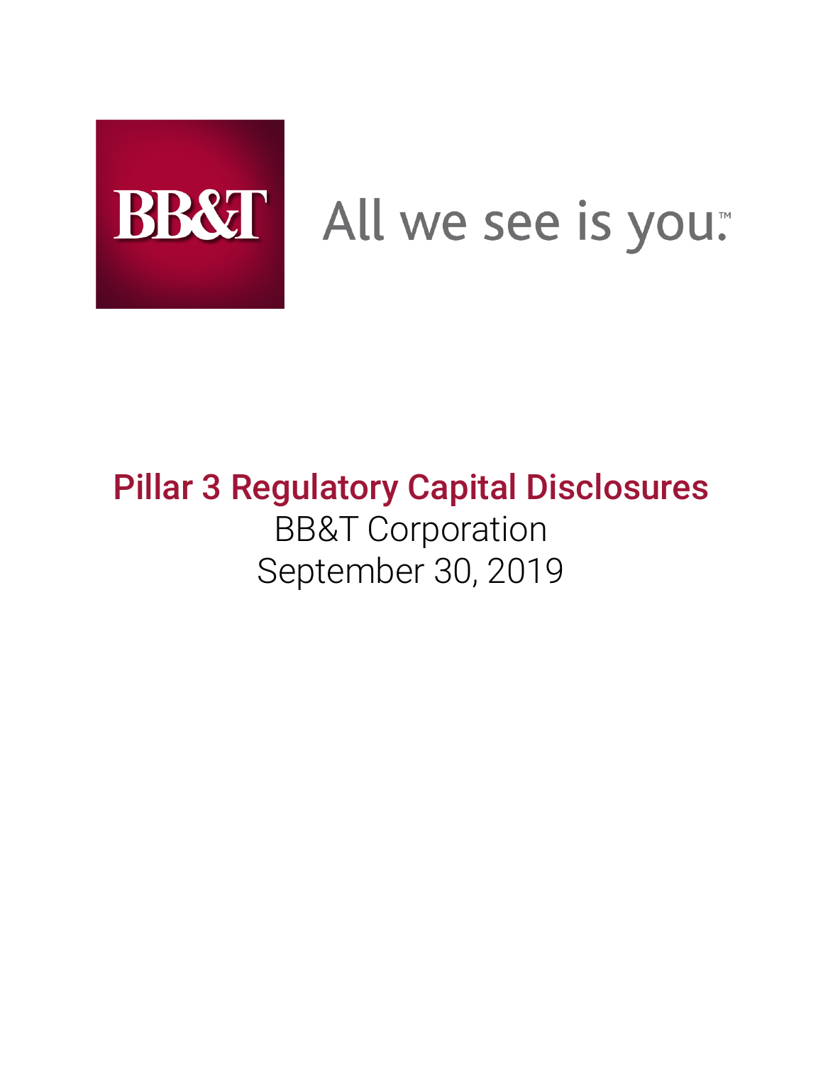BB&T

All we see is you.™

# Pillar 3 Regulatory Capital Disclosures

BB&T Corporation

September 30, 2019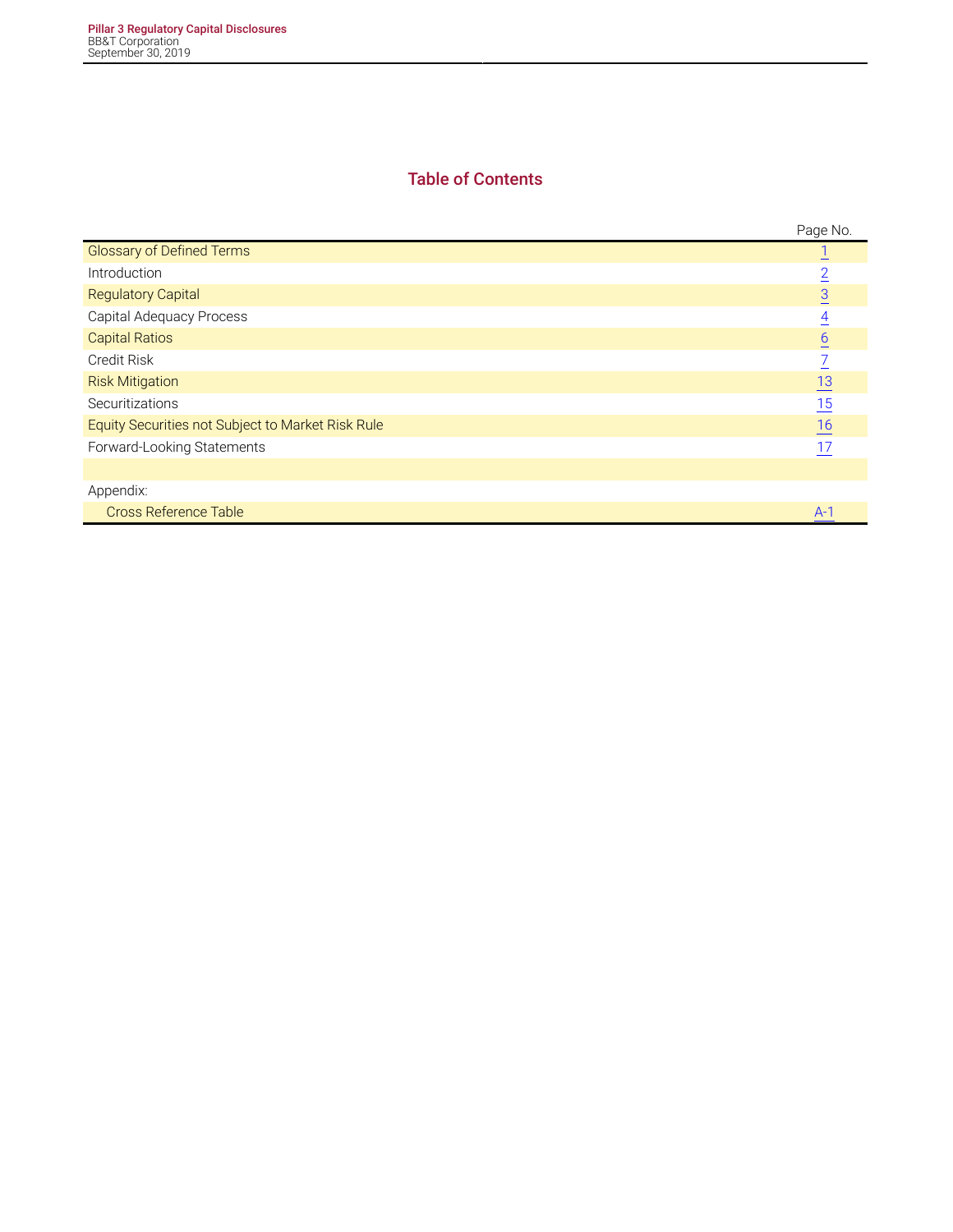## Table of Contents

| | Page No. |
|---|---|
| Glossary of Defined Terms | 1 |
| Introduction | 2 |
| Regulatory Capital | 3 |
| Capital Adequacy Process | 4 |
| Capital Ratios | 6 |
| Credit Risk | 7 |
| Risk Mitigation | 13 |
| Securitizations | 15 |
| Equity Securities not Subject to Market Risk Rule | 16 |
| Forward-Looking Statements | 17 |
| | |
| Appendix: | |
| Cross Reference Table | A-1 |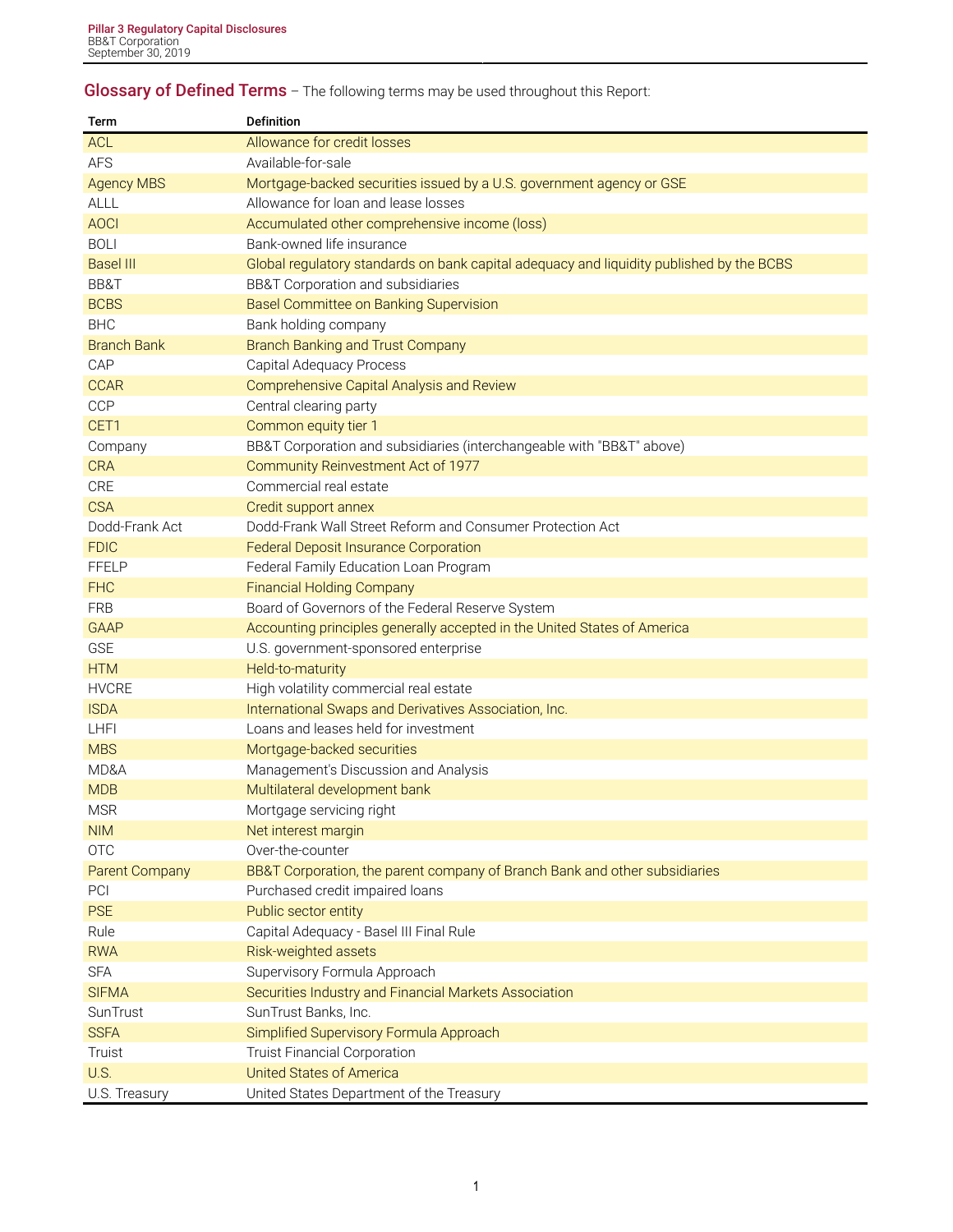## Glossary of Defined Terms – The following terms may be used throughout this Report:

| Term | Definition |
|---|---|
| ACL | Allowance for credit losses |
| AFS | Available-for-sale |
| Agency MBS | Mortgage-backed securities issued by a U.S. government agency or GSE |
| ALLL | Allowance for loan and lease losses |
| AOCI | Accumulated other comprehensive income (loss) |
| BOLI | Bank-owned life insurance |
| Basel III | Global regulatory standards on bank capital adequacy and liquidity published by the BCBS |
| BB&T | BB&T Corporation and subsidiaries |
| BCBS | Basel Committee on Banking Supervision |
| BHC | Bank holding company |
| Branch Bank | Branch Banking and Trust Company |
| CAP | Capital Adequacy Process |
| CCAR | Comprehensive Capital Analysis and Review |
| CCP | Central clearing party |
| CET1 | Common equity tier 1 |
| Company | BB&T Corporation and subsidiaries (interchangeable with "BB&T" above) |
| CRA | Community Reinvestment Act of 1977 |
| CRE | Commercial real estate |
| CSA | Credit support annex |
| Dodd-Frank Act | Dodd-Frank Wall Street Reform and Consumer Protection Act |
| FDIC | Federal Deposit Insurance Corporation |
| FFELP | Federal Family Education Loan Program |
| FHC | Financial Holding Company |
| FRB | Board of Governors of the Federal Reserve System |
| GAAP | Accounting principles generally accepted in the United States of America |
| GSE | U.S. government-sponsored enterprise |
| HTM | Held-to-maturity |
| HVCRE | High volatility commercial real estate |
| ISDA | International Swaps and Derivatives Association, Inc. |
| LHFI | Loans and leases held for investment |
| MBS | Mortgage-backed securities |
| MD&A | Management's Discussion and Analysis |
| MDB | Multilateral development bank |
| MSR | Mortgage servicing right |
| NIM | Net interest margin |
| OTC | Over-the-counter |
| Parent Company | BB&T Corporation, the parent company of Branch Bank and other subsidiaries |
| PCI | Purchased credit impaired loans |
| PSE | Public sector entity |
| Rule | Capital Adequacy - Basel III Final Rule |
| RWA | Risk-weighted assets |
| SFA | Supervisory Formula Approach |
| SIFMA | Securities Industry and Financial Markets Association |
| SunTrust | SunTrust Banks, Inc. |
| SSFA | Simplified Supervisory Formula Approach |
| Truist | Truist Financial Corporation |
| U.S. | United States of America |
| U.S. Treasury | United States Department of the Treasury |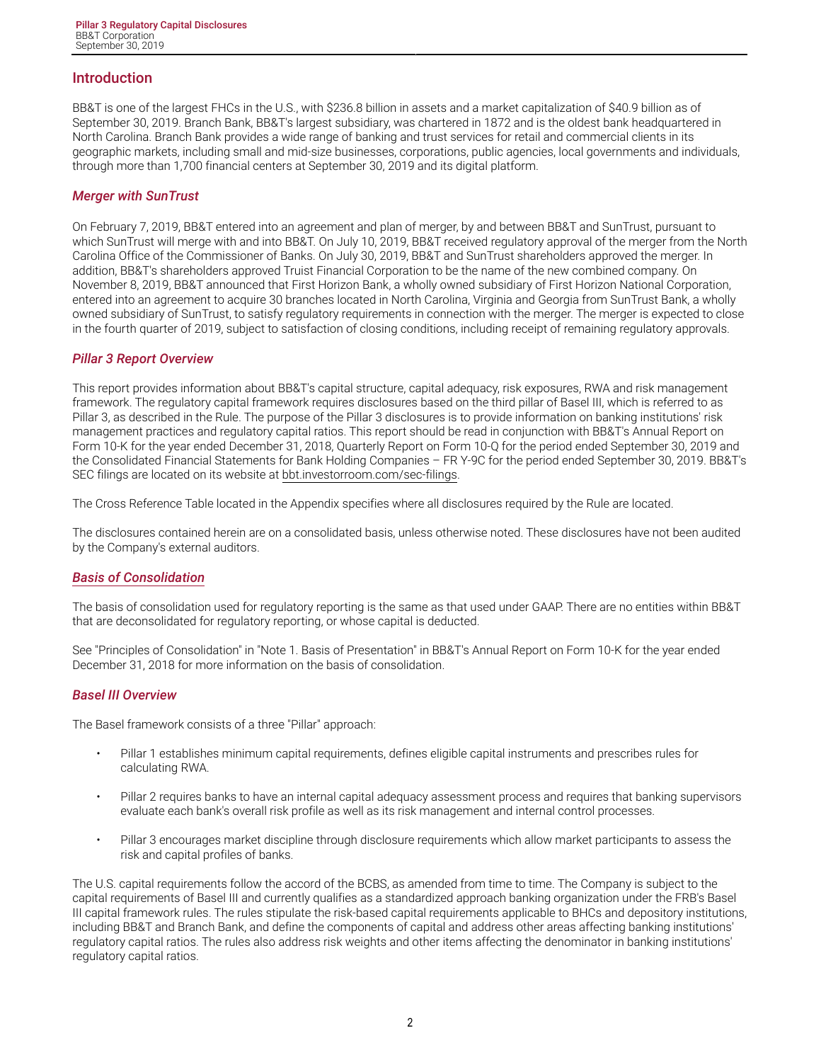## Introduction

BB&T is one of the largest FHCs in the U.S., with $236.8 billion in assets and a market capitalization of $40.9 billion as of September 30, 2019. Branch Bank, BB&T's largest subsidiary, was chartered in 1872 and is the oldest bank headquartered in North Carolina. Branch Bank provides a wide range of banking and trust services for retail and commercial clients in its geographic markets, including small and mid-size businesses, corporations, public agencies, local governments and individuals, through more than 1,700 financial centers at September 30, 2019 and its digital platform.

### *Merger with SunTrust*

On February 7, 2019, BB&T entered into an agreement and plan of merger, by and between BB&T and SunTrust, pursuant to which SunTrust will merge with and into BB&T. On July 10, 2019, BB&T received regulatory approval of the merger from the North Carolina Office of the Commissioner of Banks. On July 30, 2019, BB&T and SunTrust shareholders approved the merger. In addition, BB&T's shareholders approved Truist Financial Corporation to be the name of the new combined company. On November 8, 2019, BB&T announced that First Horizon Bank, a wholly owned subsidiary of First Horizon National Corporation, entered into an agreement to acquire 30 branches located in North Carolina, Virginia and Georgia from SunTrust Bank, a wholly owned subsidiary of SunTrust, to satisfy regulatory requirements in connection with the merger. The merger is expected to close in the fourth quarter of 2019, subject to satisfaction of closing conditions, including receipt of remaining regulatory approvals.

### *Pillar 3 Report Overview*

This report provides information about BB&T's capital structure, capital adequacy, risk exposures, RWA and risk management framework. The regulatory capital framework requires disclosures based on the third pillar of Basel III, which is referred to as Pillar 3, as described in the Rule. The purpose of the Pillar 3 disclosures is to provide information on banking institutions' risk management practices and regulatory capital ratios. This report should be read in conjunction with BB&T's Annual Report on Form 10-K for the year ended December 31, 2018, Quarterly Report on Form 10-Q for the period ended September 30, 2019 and the Consolidated Financial Statements for Bank Holding Companies – FR Y-9C for the period ended September 30, 2019. BB&T's SEC filings are located on its website at bbt.investorroom.com/sec-filings.

The Cross Reference Table located in the Appendix specifies where all disclosures required by the Rule are located.

The disclosures contained herein are on a consolidated basis, unless otherwise noted. These disclosures have not been audited by the Company's external auditors.

### *Basis of Consolidation*

The basis of consolidation used for regulatory reporting is the same as that used under GAAP. There are no entities within BB&T that are deconsolidated for regulatory reporting, or whose capital is deducted.

See "Principles of Consolidation" in "Note 1. Basis of Presentation" in BB&T's Annual Report on Form 10-K for the year ended December 31, 2018 for more information on the basis of consolidation.

### *Basel III Overview*

The Basel framework consists of a three "Pillar" approach:

- Pillar 1 establishes minimum capital requirements, defines eligible capital instruments and prescribes rules for calculating RWA.
- Pillar 2 requires banks to have an internal capital adequacy assessment process and requires that banking supervisors evaluate each bank's overall risk profile as well as its risk management and internal control processes.
- Pillar 3 encourages market discipline through disclosure requirements which allow market participants to assess the risk and capital profiles of banks.

The U.S. capital requirements follow the accord of the BCBS, as amended from time to time. The Company is subject to the capital requirements of Basel III and currently qualifies as a standardized approach banking organization under the FRB's Basel III capital framework rules. The rules stipulate the risk-based capital requirements applicable to BHCs and depository institutions, including BB&T and Branch Bank, and define the components of capital and address other areas affecting banking institutions' regulatory capital ratios. The rules also address risk weights and other items affecting the denominator in banking institutions' regulatory capital ratios.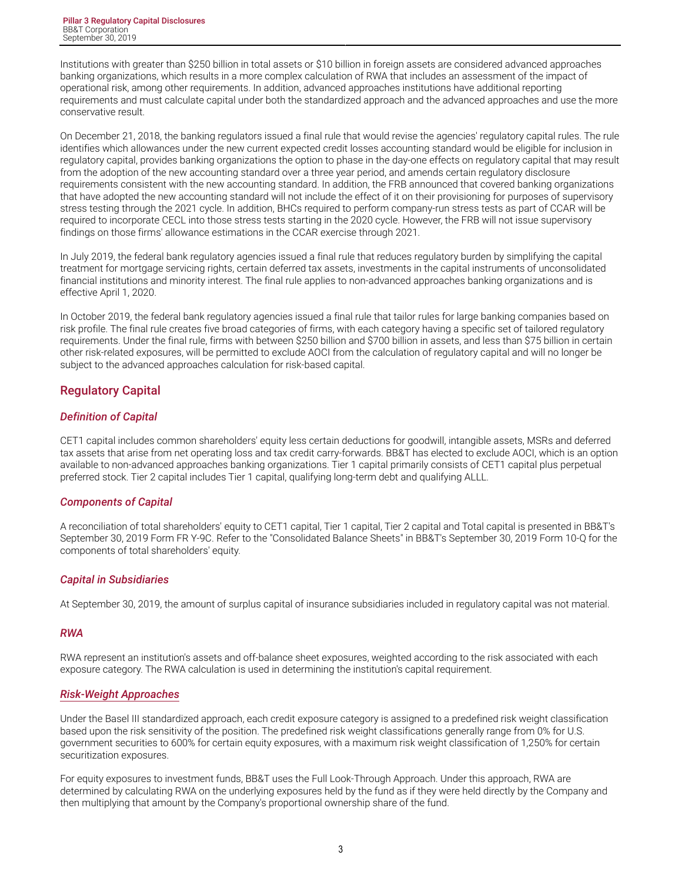Institutions with greater than $250 billion in total assets or $10 billion in foreign assets are considered advanced approaches banking organizations, which results in a more complex calculation of RWA that includes an assessment of the impact of operational risk, among other requirements. In addition, advanced approaches institutions have additional reporting requirements and must calculate capital under both the standardized approach and the advanced approaches and use the more conservative result.

On December 21, 2018, the banking regulators issued a final rule that would revise the agencies' regulatory capital rules. The rule identifies which allowances under the new current expected credit losses accounting standard would be eligible for inclusion in regulatory capital, provides banking organizations the option to phase in the day-one effects on regulatory capital that may result from the adoption of the new accounting standard over a three year period, and amends certain regulatory disclosure requirements consistent with the new accounting standard. In addition, the FRB announced that covered banking organizations that have adopted the new accounting standard will not include the effect of it on their provisioning for purposes of supervisory stress testing through the 2021 cycle. In addition, BHCs required to perform company-run stress tests as part of CCAR will be required to incorporate CECL into those stress tests starting in the 2020 cycle. However, the FRB will not issue supervisory findings on those firms' allowance estimations in the CCAR exercise through 2021.

In July 2019, the federal bank regulatory agencies issued a final rule that reduces regulatory burden by simplifying the capital treatment for mortgage servicing rights, certain deferred tax assets, investments in the capital instruments of unconsolidated financial institutions and minority interest. The final rule applies to non-advanced approaches banking organizations and is effective April 1, 2020.

In October 2019, the federal bank regulatory agencies issued a final rule that tailor rules for large banking companies based on risk profile. The final rule creates five broad categories of firms, with each category having a specific set of tailored regulatory requirements. Under the final rule, firms with between $250 billion and $700 billion in assets, and less than $75 billion in certain other risk-related exposures, will be permitted to exclude AOCI from the calculation of regulatory capital and will no longer be subject to the advanced approaches calculation for risk-based capital.

## Regulatory Capital

### *Definition of Capital*

CET1 capital includes common shareholders' equity less certain deductions for goodwill, intangible assets, MSRs and deferred tax assets that arise from net operating loss and tax credit carry-forwards. BB&T has elected to exclude AOCI, which is an option available to non-advanced approaches banking organizations. Tier 1 capital primarily consists of CET1 capital plus perpetual preferred stock. Tier 2 capital includes Tier 1 capital, qualifying long-term debt and qualifying ALLL.

### *Components of Capital*

A reconciliation of total shareholders' equity to CET1 capital, Tier 1 capital, Tier 2 capital and Total capital is presented in BB&T's September 30, 2019 Form FR Y-9C. Refer to the "Consolidated Balance Sheets" in BB&T's September 30, 2019 Form 10-Q for the components of total shareholders' equity.

### *Capital in Subsidiaries*

At September 30, 2019, the amount of surplus capital of insurance subsidiaries included in regulatory capital was not material.

### *RWA*

RWA represent an institution's assets and off-balance sheet exposures, weighted according to the risk associated with each exposure category. The RWA calculation is used in determining the institution's capital requirement.

### *Risk-Weight Approaches*

Under the Basel III standardized approach, each credit exposure category is assigned to a predefined risk weight classification based upon the risk sensitivity of the position. The predefined risk weight classifications generally range from 0% for U.S. government securities to 600% for certain equity exposures, with a maximum risk weight classification of 1,250% for certain securitization exposures.

For equity exposures to investment funds, BB&T uses the Full Look-Through Approach. Under this approach, RWA are determined by calculating RWA on the underlying exposures held by the fund as if they were held directly by the Company and then multiplying that amount by the Company's proportional ownership share of the fund.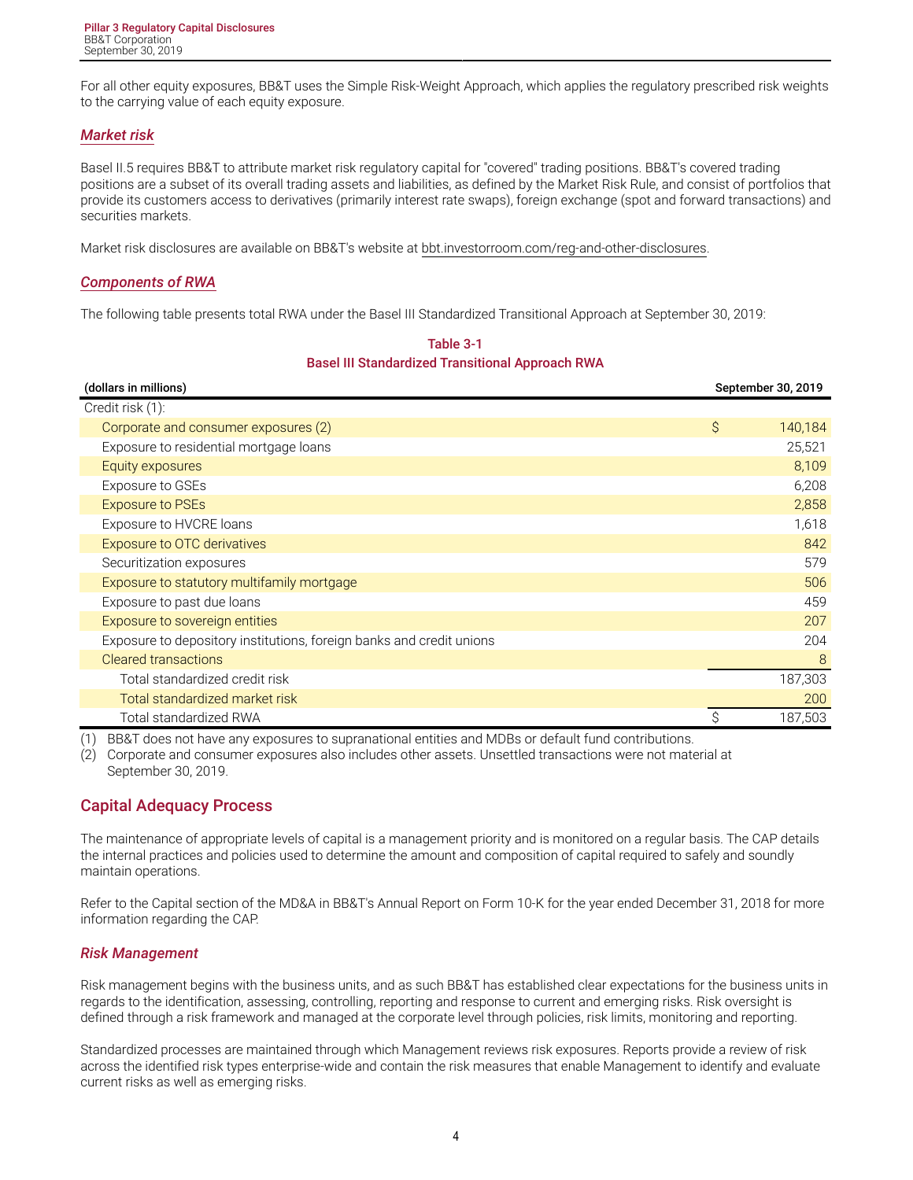For all other equity exposures, BB&T uses the Simple Risk-Weight Approach, which applies the regulatory prescribed risk weights to the carrying value of each equity exposure.

### *Market risk*

Basel II.5 requires BB&T to attribute market risk regulatory capital for "covered" trading positions. BB&T's covered trading positions are a subset of its overall trading assets and liabilities, as defined by the Market Risk Rule, and consist of portfolios that provide its customers access to derivatives (primarily interest rate swaps), foreign exchange (spot and forward transactions) and securities markets.

Market risk disclosures are available on BB&T's website at bbt.investorroom.com/reg-and-other-disclosures.

### *Components of RWA*

The following table presents total RWA under the Basel III Standardized Transitional Approach at September 30, 2019:

**Table 3-1**
**Basel III Standardized Transitional Approach RWA**

| (dollars in millions) | September 30, 2019 |
|---|---|
| Credit risk (1): | |
| Corporate and consumer exposures (2) | $ 140,184 |
| Exposure to residential mortgage loans | 25,521 |
| Equity exposures | 8,109 |
| Exposure to GSEs | 6,208 |
| Exposure to PSEs | 2,858 |
| Exposure to HVCRE loans | 1,618 |
| Exposure to OTC derivatives | 842 |
| Securitization exposures | 579 |
| Exposure to statutory multifamily mortgage | 506 |
| Exposure to past due loans | 459 |
| Exposure to sovereign entities | 207 |
| Exposure to depository institutions, foreign banks and credit unions | 204 |
| Cleared transactions | 8 |
| Total standardized credit risk | 187,303 |
| Total standardized market risk | 200 |
| Total standardized RWA | $ 187,503 |

(1) BB&T does not have any exposures to supranational entities and MDBs or default fund contributions.
(2) Corporate and consumer exposures also includes other assets. Unsettled transactions were not material at September 30, 2019.

## Capital Adequacy Process

The maintenance of appropriate levels of capital is a management priority and is monitored on a regular basis. The CAP details the internal practices and policies used to determine the amount and composition of capital required to safely and soundly maintain operations.

Refer to the Capital section of the MD&A in BB&T's Annual Report on Form 10-K for the year ended December 31, 2018 for more information regarding the CAP.

### *Risk Management*

Risk management begins with the business units, and as such BB&T has established clear expectations for the business units in regards to the identification, assessing, controlling, reporting and response to current and emerging risks. Risk oversight is defined through a risk framework and managed at the corporate level through policies, risk limits, monitoring and reporting.

Standardized processes are maintained through which Management reviews risk exposures. Reports provide a review of risk across the identified risk types enterprise-wide and contain the risk measures that enable Management to identify and evaluate current risks as well as emerging risks.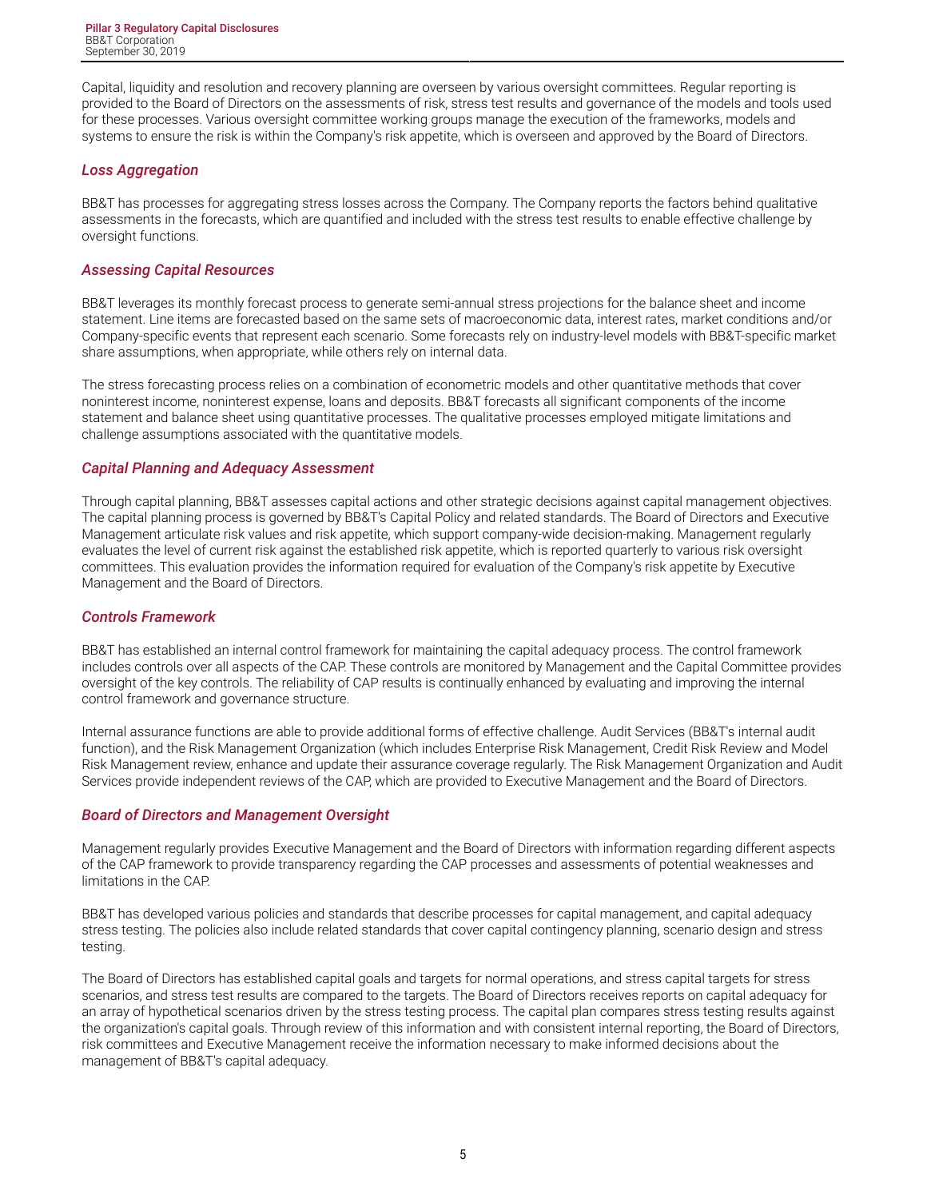Capital, liquidity and resolution and recovery planning are overseen by various oversight committees. Regular reporting is provided to the Board of Directors on the assessments of risk, stress test results and governance of the models and tools used for these processes. Various oversight committee working groups manage the execution of the frameworks, models and systems to ensure the risk is within the Company's risk appetite, which is overseen and approved by the Board of Directors.

### *Loss Aggregation*

BB&T has processes for aggregating stress losses across the Company. The Company reports the factors behind qualitative assessments in the forecasts, which are quantified and included with the stress test results to enable effective challenge by oversight functions.

### *Assessing Capital Resources*

BB&T leverages its monthly forecast process to generate semi-annual stress projections for the balance sheet and income statement. Line items are forecasted based on the same sets of macroeconomic data, interest rates, market conditions and/or Company-specific events that represent each scenario. Some forecasts rely on industry-level models with BB&T-specific market share assumptions, when appropriate, while others rely on internal data.

The stress forecasting process relies on a combination of econometric models and other quantitative methods that cover noninterest income, noninterest expense, loans and deposits. BB&T forecasts all significant components of the income statement and balance sheet using quantitative processes. The qualitative processes employed mitigate limitations and challenge assumptions associated with the quantitative models.

### *Capital Planning and Adequacy Assessment*

Through capital planning, BB&T assesses capital actions and other strategic decisions against capital management objectives. The capital planning process is governed by BB&T's Capital Policy and related standards. The Board of Directors and Executive Management articulate risk values and risk appetite, which support company-wide decision-making. Management regularly evaluates the level of current risk against the established risk appetite, which is reported quarterly to various risk oversight committees. This evaluation provides the information required for evaluation of the Company's risk appetite by Executive Management and the Board of Directors.

### *Controls Framework*

BB&T has established an internal control framework for maintaining the capital adequacy process. The control framework includes controls over all aspects of the CAP. These controls are monitored by Management and the Capital Committee provides oversight of the key controls. The reliability of CAP results is continually enhanced by evaluating and improving the internal control framework and governance structure.

Internal assurance functions are able to provide additional forms of effective challenge. Audit Services (BB&T's internal audit function), and the Risk Management Organization (which includes Enterprise Risk Management, Credit Risk Review and Model Risk Management review, enhance and update their assurance coverage regularly. The Risk Management Organization and Audit Services provide independent reviews of the CAP, which are provided to Executive Management and the Board of Directors.

### *Board of Directors and Management Oversight*

Management regularly provides Executive Management and the Board of Directors with information regarding different aspects of the CAP framework to provide transparency regarding the CAP processes and assessments of potential weaknesses and limitations in the CAP.

BB&T has developed various policies and standards that describe processes for capital management, and capital adequacy stress testing. The policies also include related standards that cover capital contingency planning, scenario design and stress testing.

The Board of Directors has established capital goals and targets for normal operations, and stress capital targets for stress scenarios, and stress test results are compared to the targets. The Board of Directors receives reports on capital adequacy for an array of hypothetical scenarios driven by the stress testing process. The capital plan compares stress testing results against the organization's capital goals. Through review of this information and with consistent internal reporting, the Board of Directors, risk committees and Executive Management receive the information necessary to make informed decisions about the management of BB&T's capital adequacy.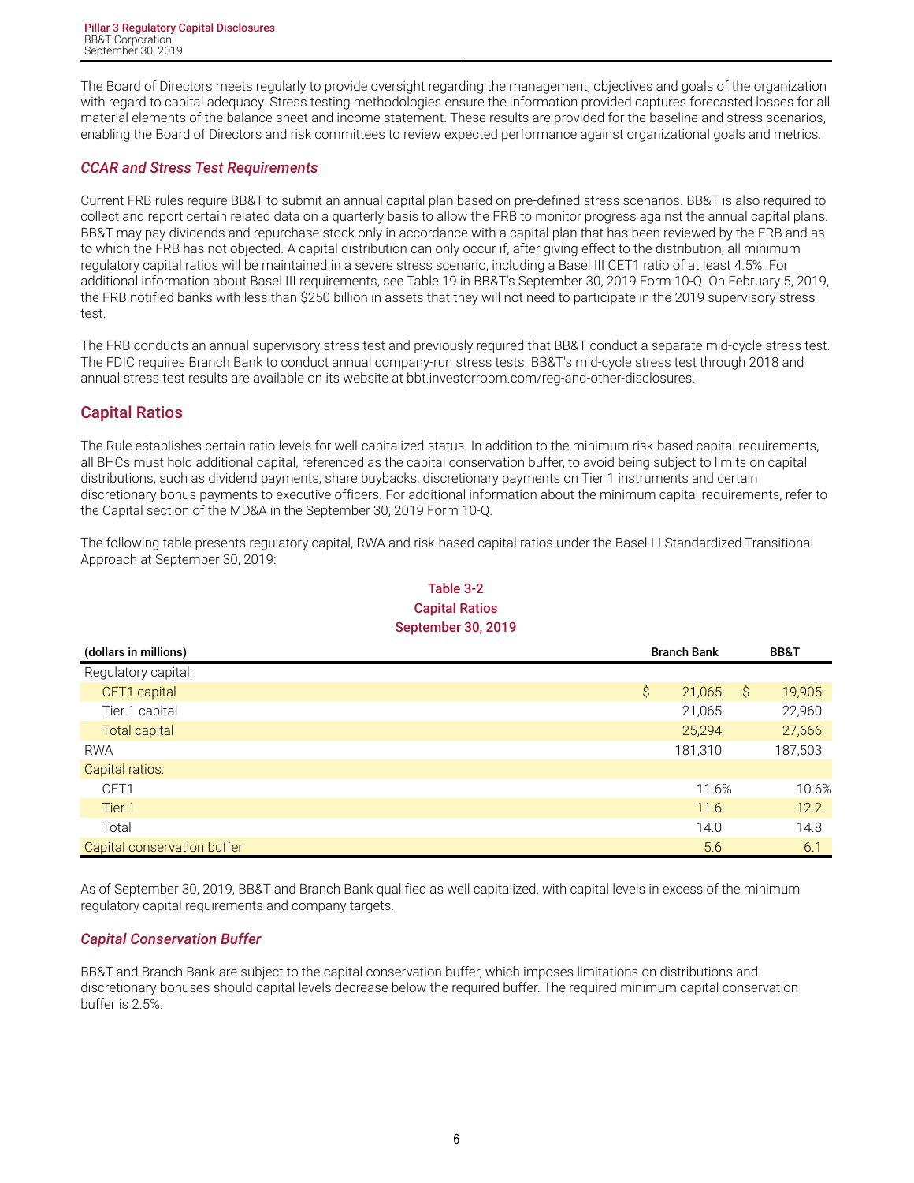The Board of Directors meets regularly to provide oversight regarding the management, objectives and goals of the organization with regard to capital adequacy. Stress testing methodologies ensure the information provided captures forecasted losses for all material elements of the balance sheet and income statement. These results are provided for the baseline and stress scenarios, enabling the Board of Directors and risk committees to review expected performance against organizational goals and metrics.

### *CCAR and Stress Test Requirements*

Current FRB rules require BB&T to submit an annual capital plan based on pre-defined stress scenarios. BB&T is also required to collect and report certain related data on a quarterly basis to allow the FRB to monitor progress against the annual capital plans. BB&T may pay dividends and repurchase stock only in accordance with a capital plan that has been reviewed by the FRB and as to which the FRB has not objected. A capital distribution can only occur if, after giving effect to the distribution, all minimum regulatory capital ratios will be maintained in a severe stress scenario, including a Basel III CET1 ratio of at least 4.5%. For additional information about Basel III requirements, see Table 19 in BB&T's September 30, 2019 Form 10-Q. On February 5, 2019, the FRB notified banks with less than $250 billion in assets that they will not need to participate in the 2019 supervisory stress test.

The FRB conducts an annual supervisory stress test and previously required that BB&T conduct a separate mid-cycle stress test. The FDIC requires Branch Bank to conduct annual company-run stress tests. BB&T's mid-cycle stress test through 2018 and annual stress test results are available on its website at bbt.investorroom.com/reg-and-other-disclosures.

## Capital Ratios

The Rule establishes certain ratio levels for well-capitalized status. In addition to the minimum risk-based capital requirements, all BHCs must hold additional capital, referenced as the capital conservation buffer, to avoid being subject to limits on capital distributions, such as dividend payments, share buybacks, discretionary payments on Tier 1 instruments and certain discretionary bonus payments to executive officers. For additional information about the minimum capital requirements, refer to the Capital section of the MD&A in the September 30, 2019 Form 10-Q.

The following table presents regulatory capital, RWA and risk-based capital ratios under the Basel III Standardized Transitional Approach at September 30, 2019:

**Table 3-2**
**Capital Ratios**
**September 30, 2019**

| (dollars in millions) | Branch Bank | BB&T |
|---|---|---|
| Regulatory capital: | | |
| CET1 capital | $ 21,065 | $ 19,905 |
| Tier 1 capital | 21,065 | 22,960 |
| Total capital | 25,294 | 27,666 |
| RWA | 181,310 | 187,503 |
| Capital ratios: | | |
| CET1 | 11.6% | 10.6% |
| Tier 1 | 11.6 | 12.2 |
| Total | 14.0 | 14.8 |
| Capital conservation buffer | 5.6 | 6.1 |

As of September 30, 2019, BB&T and Branch Bank qualified as well capitalized, with capital levels in excess of the minimum regulatory capital requirements and company targets.

### *Capital Conservation Buffer*

BB&T and Branch Bank are subject to the capital conservation buffer, which imposes limitations on distributions and discretionary bonuses should capital levels decrease below the required buffer. The required minimum capital conservation buffer is 2.5%.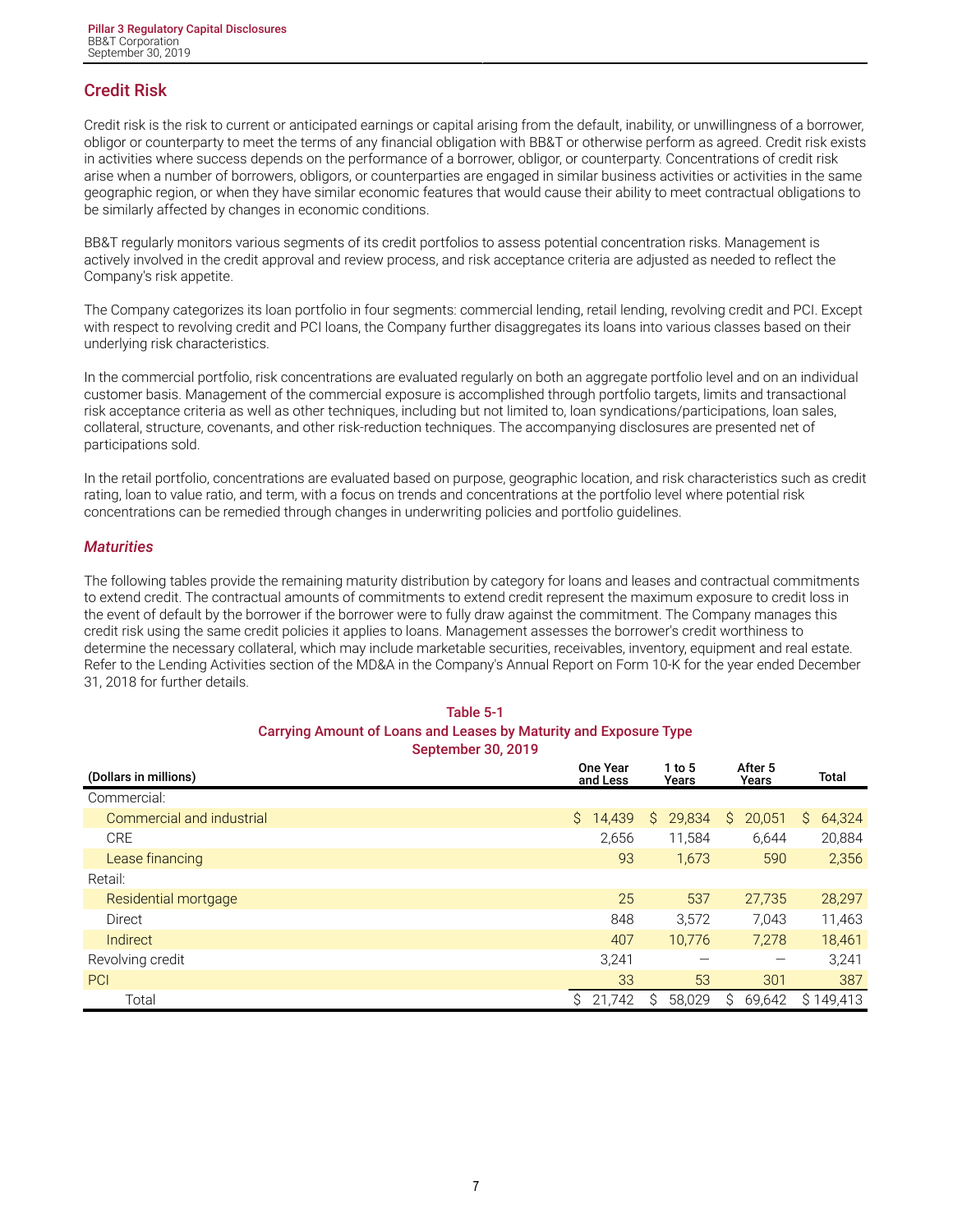## Credit Risk

Credit risk is the risk to current or anticipated earnings or capital arising from the default, inability, or unwillingness of a borrower, obligor or counterparty to meet the terms of any financial obligation with BB&T or otherwise perform as agreed. Credit risk exists in activities where success depends on the performance of a borrower, obligor, or counterparty. Concentrations of credit risk arise when a number of borrowers, obligors, or counterparties are engaged in similar business activities or activities in the same geographic region, or when they have similar economic features that would cause their ability to meet contractual obligations to be similarly affected by changes in economic conditions.

BB&T regularly monitors various segments of its credit portfolios to assess potential concentration risks. Management is actively involved in the credit approval and review process, and risk acceptance criteria are adjusted as needed to reflect the Company's risk appetite.

The Company categorizes its loan portfolio in four segments: commercial lending, retail lending, revolving credit and PCI. Except with respect to revolving credit and PCI loans, the Company further disaggregates its loans into various classes based on their underlying risk characteristics.

In the commercial portfolio, risk concentrations are evaluated regularly on both an aggregate portfolio level and on an individual customer basis. Management of the commercial exposure is accomplished through portfolio targets, limits and transactional risk acceptance criteria as well as other techniques, including but not limited to, loan syndications/participations, loan sales, collateral, structure, covenants, and other risk-reduction techniques. The accompanying disclosures are presented net of participations sold.

In the retail portfolio, concentrations are evaluated based on purpose, geographic location, and risk characteristics such as credit rating, loan to value ratio, and term, with a focus on trends and concentrations at the portfolio level where potential risk concentrations can be remedied through changes in underwriting policies and portfolio guidelines.

### *Maturities*

The following tables provide the remaining maturity distribution by category for loans and leases and contractual commitments to extend credit. The contractual amounts of commitments to extend credit represent the maximum exposure to credit loss in the event of default by the borrower if the borrower were to fully draw against the commitment. The Company manages this credit risk using the same credit policies it applies to loans. Management assesses the borrower's credit worthiness to determine the necessary collateral, which may include marketable securities, receivables, inventory, equipment and real estate. Refer to the Lending Activities section of the MD&A in the Company's Annual Report on Form 10-K for the year ended December 31, 2018 for further details.

**Table 5-1**
**Carrying Amount of Loans and Leases by Maturity and Exposure Type**
**September 30, 2019**

| (Dollars in millions) | One Year and Less | 1 to 5 Years | After 5 Years | Total |
|---|---|---|---|---|
| Commercial: | | | | |
| Commercial and industrial | $ 14,439 | $ 29,834 | $ 20,051 | $ 64,324 |
| CRE | 2,656 | 11,584 | 6,644 | 20,884 |
| Lease financing | 93 | 1,673 | 590 | 2,356 |
| Retail: | | | | |
| Residential mortgage | 25 | 537 | 27,735 | 28,297 |
| Direct | 848 | 3,572 | 7,043 | 11,463 |
| Indirect | 407 | 10,776 | 7,278 | 18,461 |
| Revolving credit | 3,241 | — | — | 3,241 |
| PCI | 33 | 53 | 301 | 387 |
| Total | $ 21,742 | $ 58,029 | $ 69,642 | $ 149,413 |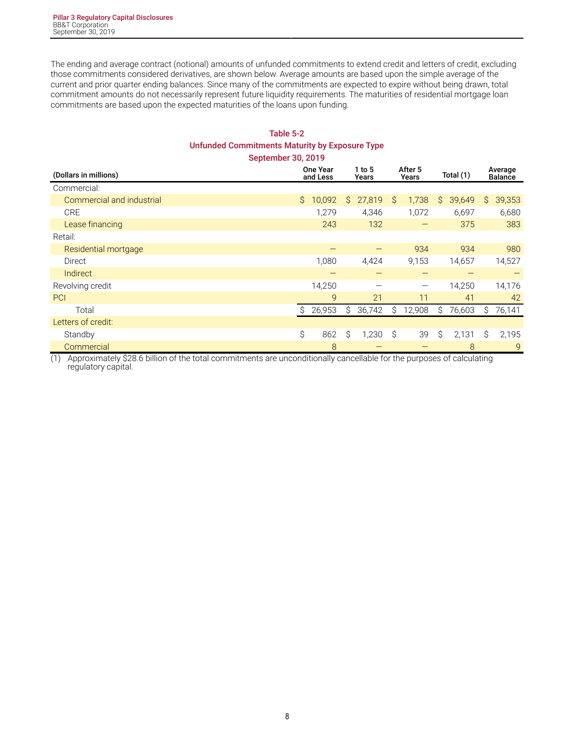The ending and average contract (notional) amounts of unfunded commitments to extend credit and letters of credit, excluding those commitments considered derivatives, are shown below. Average amounts are based upon the simple average of the current and prior quarter ending balances. Since many of the commitments are expected to expire without being drawn, total commitment amounts do not necessarily represent future liquidity requirements. The maturities of residential mortgage loan commitments are based upon the expected maturities of the loans upon funding.

**Table 5-2**
**Unfunded Commitments Maturity by Exposure Type**
**September 30, 2019**

| (Dollars in millions) | One Year and Less | 1 to 5 Years | After 5 Years | Total (1) | Average Balance |
|---|---|---|---|---|---|
| Commercial: | | | | | |
| Commercial and industrial | $ 10,092 | $ 27,819 | $ 1,738 | $ 39,649 | $ 39,353 |
| CRE | 1,279 | 4,346 | 1,072 | 6,697 | 6,680 |
| Lease financing | 243 | 132 | — | 375 | 383 |
| Retail: | | | | | |
| Residential mortgage | — | — | 934 | 934 | 980 |
| Direct | 1,080 | 4,424 | 9,153 | 14,657 | 14,527 |
| Indirect | — | — | — | — | — |
| Revolving credit | 14,250 | — | — | 14,250 | 14,176 |
| PCI | 9 | 21 | 11 | 41 | 42 |
| Total | $ 26,953 | $ 36,742 | $ 12,908 | $ 76,603 | $ 76,141 |
| Letters of credit: | | | | | |
| Standby | $ 862 | $ 1,230 | $ 39 | $ 2,131 | $ 2,195 |
| Commercial | 8 | — | — | 8 | 9 |

(1) Approximately $28.6 billion of the total commitments are unconditionally cancellable for the purposes of calculating regulatory capital.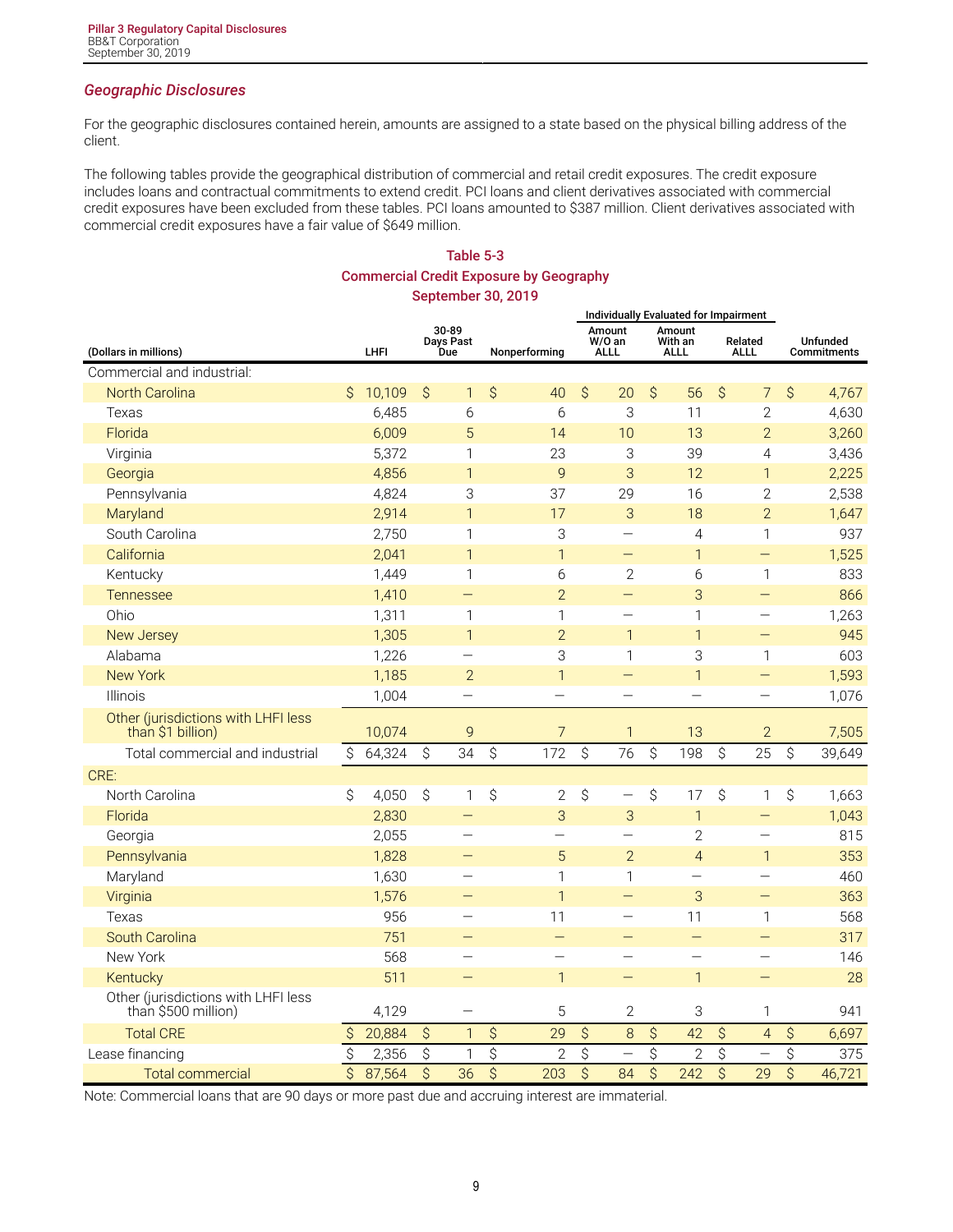## *Geographic Disclosures*

For the geographic disclosures contained herein, amounts are assigned to a state based on the physical billing address of the client.

The following tables provide the geographical distribution of commercial and retail credit exposures. The credit exposure includes loans and contractual commitments to extend credit. PCI loans and client derivatives associated with commercial credit exposures have been excluded from these tables. PCI loans amounted to $387 million. Client derivatives associated with commercial credit exposures have a fair value of $649 million.

**Table 5-3**
**Commercial Credit Exposure by Geography**
**September 30, 2019**

| | | | | Individually Evaluated for Impairment | | | |
|---|---|---|---|---|---|---|---|
| (Dollars in millions) | LHFI | 30-89 Days Past Due | Nonperforming | Amount W/O an ALLL | Amount With an ALLL | Related ALLL | Unfunded Commitments |
| Commercial and industrial: | | | | | | | |
| North Carolina | $ 10,109 | $ 1 | $ 40 | $ 20 | $ 56 | $ 7 | $ 4,767 |
| Texas | 6,485 | 6 | 6 | 3 | 11 | 2 | 4,630 |
| Florida | 6,009 | 5 | 14 | 10 | 13 | 2 | 3,260 |
| Virginia | 5,372 | 1 | 23 | 3 | 39 | 4 | 3,436 |
| Georgia | 4,856 | 1 | 9 | 3 | 12 | 1 | 2,225 |
| Pennsylvania | 4,824 | 3 | 37 | 29 | 16 | 2 | 2,538 |
| Maryland | 2,914 | 1 | 17 | 3 | 18 | 2 | 1,647 |
| South Carolina | 2,750 | 1 | 3 | — | 4 | 1 | 937 |
| California | 2,041 | 1 | 1 | — | 1 | — | 1,525 |
| Kentucky | 1,449 | 1 | 6 | 2 | 6 | 1 | 833 |
| Tennessee | 1,410 | — | 2 | — | 3 | — | 866 |
| Ohio | 1,311 | 1 | 1 | — | 1 | — | 1,263 |
| New Jersey | 1,305 | 1 | 2 | 1 | 1 | — | 945 |
| Alabama | 1,226 | — | 3 | 1 | 3 | 1 | 603 |
| New York | 1,185 | 2 | 1 | — | 1 | — | 1,593 |
| Illinois | 1,004 | — | — | — | — | — | 1,076 |
| Other (jurisdictions with LHFI less than $1 billion) | 10,074 | 9 | 7 | 1 | 13 | 2 | 7,505 |
| Total commercial and industrial | $ 64,324 | $ 34 | $ 172 | $ 76 | $ 198 | $ 25 | $ 39,649 |
| CRE: | | | | | | | |
| North Carolina | $ 4,050 | $ 1 | $ 2 | $ — | $ 17 | $ 1 | $ 1,663 |
| Florida | 2,830 | — | 3 | 3 | 1 | — | 1,043 |
| Georgia | 2,055 | — | — | — | 2 | — | 815 |
| Pennsylvania | 1,828 | — | 5 | 2 | 4 | 1 | 353 |
| Maryland | 1,630 | — | 1 | 1 | — | — | 460 |
| Virginia | 1,576 | — | 1 | — | 3 | — | 363 |
| Texas | 956 | — | 11 | — | 11 | 1 | 568 |
| South Carolina | 751 | — | — | — | — | — | 317 |
| New York | 568 | — | — | — | — | — | 146 |
| Kentucky | 511 | — | 1 | — | 1 | — | 28 |
| Other (jurisdictions with LHFI less than $500 million) | 4,129 | — | 5 | 2 | 3 | 1 | 941 |
| Total CRE | $ 20,884 | $ 1 | $ 29 | $ 8 | $ 42 | $ 4 | $ 6,697 |
| Lease financing | $ 2,356 | $ 1 | $ 2 | $ — | $ 2 | $ — | $ 375 |
| Total commercial | $ 87,564 | $ 36 | $ 203 | $ 84 | $ 242 | $ 29 | $ 46,721 |

Note: Commercial loans that are 90 days or more past due and accruing interest are immaterial.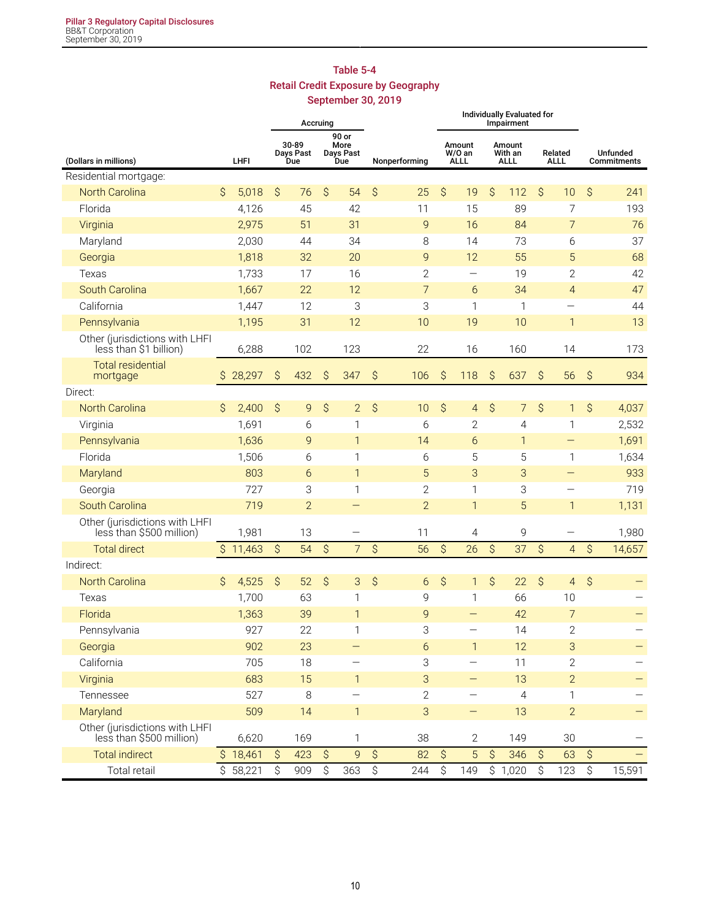## Table 5-4
## Retail Credit Exposure by Geography
## September 30, 2019

| (Dollars in millions) | LHFI | Accruing | | Nonperforming | Individually Evaluated for Impairment | | | Unfunded Commitments |
|---|---|---|---|---|---|---|---|---|
| | | 30-89 Days Past Due | 90 or More Days Past Due | | Amount W/O an ALLL | Amount With an ALLL | Related ALLL | |
| Residential mortgage: | | | | | | | | |
| North Carolina | $ 5,018 | $ 76 | $ 54 | $ 25 | $ 19 | $ 112 | $ 10 | $ 241 |
| Florida | 4,126 | 45 | 42 | 11 | 15 | 89 | 7 | 193 |
| Virginia | 2,975 | 51 | 31 | 9 | 16 | 84 | 7 | 76 |
| Maryland | 2,030 | 44 | 34 | 8 | 14 | 73 | 6 | 37 |
| Georgia | 1,818 | 32 | 20 | 9 | 12 | 55 | 5 | 68 |
| Texas | 1,733 | 17 | 16 | 2 | — | 19 | 2 | 42 |
| South Carolina | 1,667 | 22 | 12 | 7 | 6 | 34 | 4 | 47 |
| California | 1,447 | 12 | 3 | 3 | 1 | 1 | — | 44 |
| Pennsylvania | 1,195 | 31 | 12 | 10 | 19 | 10 | 1 | 13 |
| Other (jurisdictions with LHFI less than $1 billion) | 6,288 | 102 | 123 | 22 | 16 | 160 | 14 | 173 |
| Total residential mortgage | $ 28,297 | $ 432 | $ 347 | $ 106 | $ 118 | $ 637 | $ 56 | $ 934 |
| Direct: | | | | | | | | |
| North Carolina | $ 2,400 | $ 9 | $ 2 | $ 10 | $ 4 | $ 7 | $ 1 | $ 4,037 |
| Virginia | 1,691 | 6 | 1 | 6 | 2 | 4 | 1 | 2,532 |
| Pennsylvania | 1,636 | 9 | 1 | 14 | 6 | 1 | — | 1,691 |
| Florida | 1,506 | 6 | 1 | 6 | 5 | 5 | 1 | 1,634 |
| Maryland | 803 | 6 | 1 | 5 | 3 | 3 | — | 933 |
| Georgia | 727 | 3 | 1 | 2 | 1 | 3 | — | 719 |
| South Carolina | 719 | 2 | — | 2 | 1 | 5 | 1 | 1,131 |
| Other (jurisdictions with LHFI less than $500 million) | 1,981 | 13 | — | 11 | 4 | 9 | — | 1,980 |
| Total direct | $ 11,463 | $ 54 | $ 7 | $ 56 | $ 26 | $ 37 | $ 4 | $ 14,657 |
| Indirect: | | | | | | | | |
| North Carolina | $ 4,525 | $ 52 | $ 3 | $ 6 | $ 1 | $ 22 | $ 4 | $ — |
| Texas | 1,700 | 63 | 1 | 9 | 1 | 66 | 10 | — |
| Florida | 1,363 | 39 | 1 | 9 | — | 42 | 7 | — |
| Pennsylvania | 927 | 22 | 1 | 3 | — | 14 | 2 | — |
| Georgia | 902 | 23 | — | 6 | 1 | 12 | 3 | — |
| California | 705 | 18 | — | 3 | — | 11 | 2 | — |
| Virginia | 683 | 15 | 1 | 3 | — | 13 | 2 | — |
| Tennessee | 527 | 8 | — | 2 | — | 4 | 1 | — |
| Maryland | 509 | 14 | 1 | 3 | — | 13 | 2 | — |
| Other (jurisdictions with LHFI less than $500 million) | 6,620 | 169 | 1 | 38 | 2 | 149 | 30 | — |
| Total indirect | $ 18,461 | $ 423 | $ 9 | $ 82 | $ 5 | $ 346 | $ 63 | $ — |
| Total retail | $ 58,221 | $ 909 | $ 363 | $ 244 | $ 149 | $ 1,020 | $ 123 | $ 15,591 |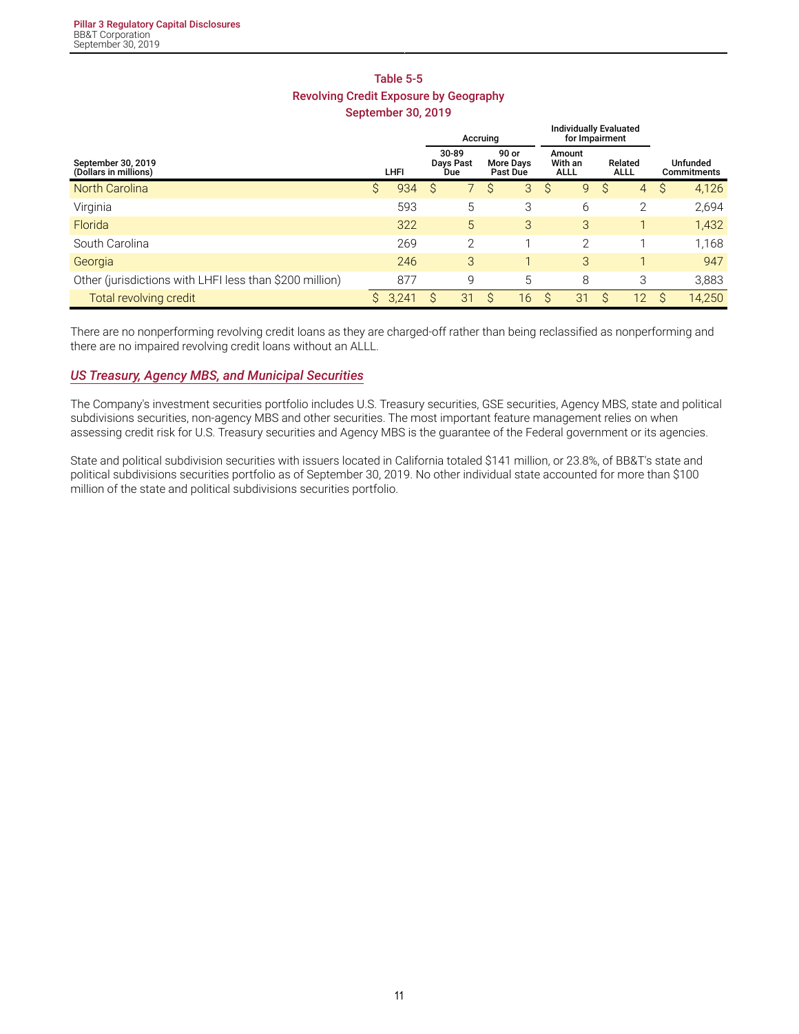### Table 5-5
### Revolving Credit Exposure by Geography
### September 30, 2019

| September 30, 2019 (Dollars in millions) | LHFI | Accruing | | Individually Evaluated for Impairment | | Unfunded Commitments |
|---|---|---|---|---|---|---|
| | | 30-89 Days Past Due | 90 or More Days Past Due | Amount With an ALLL | Related ALLL | |
| North Carolina | $ 934 | $ 7 | $ 3 | $ 9 | $ 4 | $ 4,126 |
| Virginia | 593 | 5 | 3 | 6 | 2 | 2,694 |
| Florida | 322 | 5 | 3 | 3 | 1 | 1,432 |
| South Carolina | 269 | 2 | 1 | 2 | 1 | 1,168 |
| Georgia | 246 | 3 | 1 | 3 | 1 | 947 |
| Other (jurisdictions with LHFI less than $200 million) | 877 | 9 | 5 | 8 | 3 | 3,883 |
| Total revolving credit | $ 3,241 | $ 31 | $ 16 | $ 31 | $ 12 | $ 14,250 |

There are no nonperforming revolving credit loans as they are charged-off rather than being reclassified as nonperforming and there are no impaired revolving credit loans without an ALLL.

## *US Treasury, Agency MBS, and Municipal Securities*

The Company's investment securities portfolio includes U.S. Treasury securities, GSE securities, Agency MBS, state and political subdivisions securities, non-agency MBS and other securities. The most important feature management relies on when assessing credit risk for U.S. Treasury securities and Agency MBS is the guarantee of the Federal government or its agencies.

State and political subdivision securities with issuers located in California totaled $141 million, or 23.8%, of BB&T's state and political subdivisions securities portfolio as of September 30, 2019. No other individual state accounted for more than $100 million of the state and political subdivisions securities portfolio.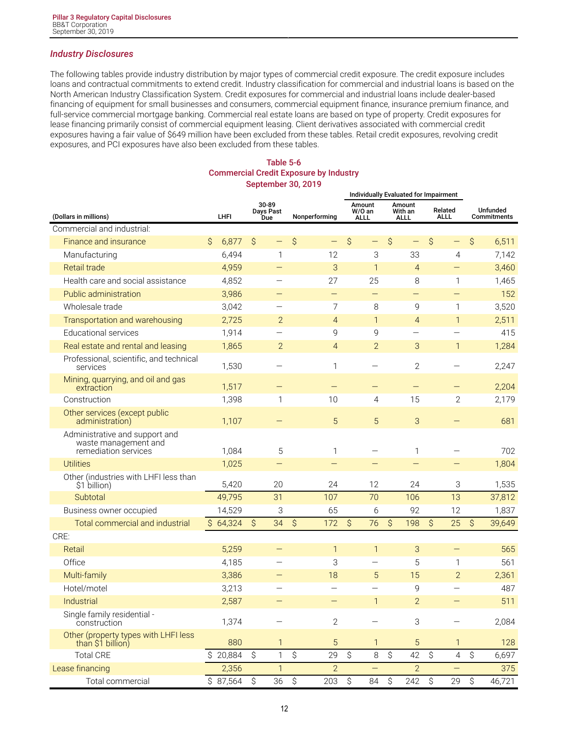## *Industry Disclosures*

The following tables provide industry distribution by major types of commercial credit exposure. The credit exposure includes loans and contractual commitments to extend credit. Industry classification for commercial and industrial loans is based on the North American Industry Classification System. Credit exposures for commercial and industrial loans include dealer-based financing of equipment for small businesses and consumers, commercial equipment finance, insurance premium finance, and full-service commercial mortgage banking. Commercial real estate loans are based on type of property. Credit exposures for lease financing primarily consist of commercial equipment leasing. Client derivatives associated with commercial credit exposures having a fair value of $649 million have been excluded from these tables. Retail credit exposures, revolving credit exposures, and PCI exposures have also been excluded from these tables.

**Table 5-6**
**Commercial Credit Exposure by Industry**
**September 30, 2019**

| | | | | Individually Evaluated for Impairment | | | |
|---|---|---|---|---|---|---|---|
| (Dollars in millions) | LHFI | 30-89 Days Past Due | Nonperforming | Amount W/O an ALLL | Amount With an ALLL | Related ALLL | Unfunded Commitments |
| Commercial and industrial: | | | | | | | |
| Finance and insurance | $ 6,877 | $ — | $ — | $ — | $ — | $ — | $ 6,511 |
| Manufacturing | 6,494 | 1 | 12 | 3 | 33 | 4 | 7,142 |
| Retail trade | 4,959 | — | 3 | 1 | 4 | — | 3,460 |
| Health care and social assistance | 4,852 | — | 27 | 25 | 8 | 1 | 1,465 |
| Public administration | 3,986 | — | — | — | — | — | 152 |
| Wholesale trade | 3,042 | — | 7 | 8 | 9 | 1 | 3,520 |
| Transportation and warehousing | 2,725 | 2 | 4 | 1 | 4 | 1 | 2,511 |
| Educational services | 1,914 | — | 9 | 9 | — | — | 415 |
| Real estate and rental and leasing | 1,865 | 2 | 4 | 2 | 3 | 1 | 1,284 |
| Professional, scientific, and technical services | 1,530 | — | 1 | — | 2 | — | 2,247 |
| Mining, quarrying, and oil and gas extraction | 1,517 | — | — | — | — | — | 2,204 |
| Construction | 1,398 | 1 | 10 | 4 | 15 | 2 | 2,179 |
| Other services (except public administration) | 1,107 | — | 5 | 5 | 3 | — | 681 |
| Administrative and support and waste management and remediation services | 1,084 | 5 | 1 | — | 1 | — | 702 |
| Utilities | 1,025 | — | — | — | — | — | 1,804 |
| Other (industries with LHFI less than $1 billion) | 5,420 | 20 | 24 | 12 | 24 | 3 | 1,535 |
| Subtotal | 49,795 | 31 | 107 | 70 | 106 | 13 | 37,812 |
| Business owner occupied | 14,529 | 3 | 65 | 6 | 92 | 12 | 1,837 |
| Total commercial and industrial | $ 64,324 | $ 34 | $ 172 | $ 76 | $ 198 | $ 25 | $ 39,649 |
| CRE: | | | | | | | |
| Retail | 5,259 | — | 1 | 1 | 3 | — | 565 |
| Office | 4,185 | — | 3 | — | 5 | 1 | 561 |
| Multi-family | 3,386 | — | 18 | 5 | 15 | 2 | 2,361 |
| Hotel/motel | 3,213 | — | — | — | 9 | — | 487 |
| Industrial | 2,587 | — | — | 1 | 2 | — | 511 |
| Single family residential - construction | 1,374 | — | 2 | — | 3 | — | 2,084 |
| Other (property types with LHFI less than $1 billion) | 880 | 1 | 5 | 1 | 5 | 1 | 128 |
| Total CRE | $ 20,884 | $ 1 | $ 29 | $ 8 | $ 42 | $ 4 | $ 6,697 |
| Lease financing | 2,356 | 1 | 2 | — | 2 | — | 375 |
| Total commercial | $ 87,564 | $ 36 | $ 203 | $ 84 | $ 242 | $ 29 | $ 46,721 |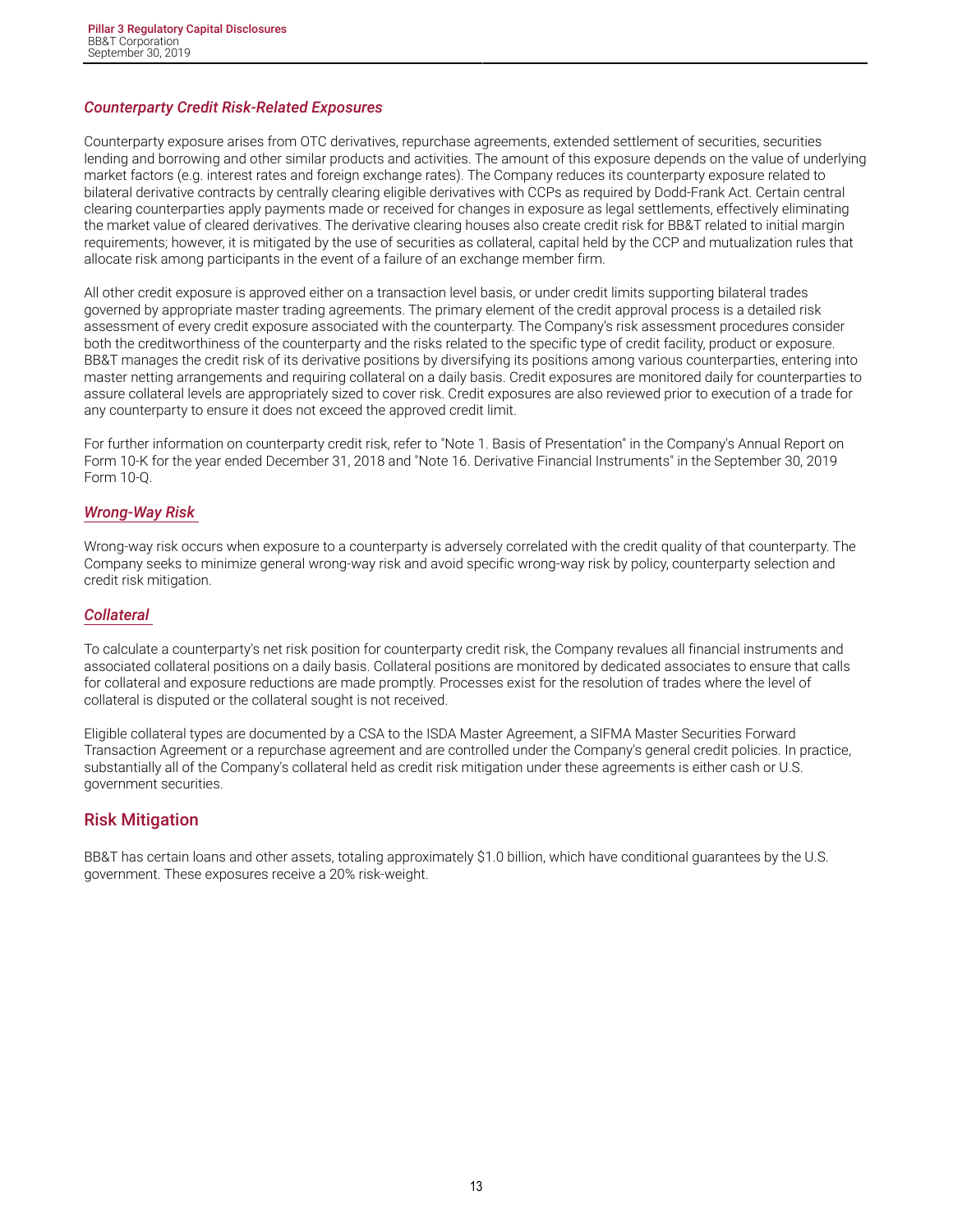### *Counterparty Credit Risk-Related Exposures*

Counterparty exposure arises from OTC derivatives, repurchase agreements, extended settlement of securities, securities lending and borrowing and other similar products and activities. The amount of this exposure depends on the value of underlying market factors (e.g. interest rates and foreign exchange rates). The Company reduces its counterparty exposure related to bilateral derivative contracts by centrally clearing eligible derivatives with CCPs as required by Dodd-Frank Act. Certain central clearing counterparties apply payments made or received for changes in exposure as legal settlements, effectively eliminating the market value of cleared derivatives. The derivative clearing houses also create credit risk for BB&T related to initial margin requirements; however, it is mitigated by the use of securities as collateral, capital held by the CCP and mutualization rules that allocate risk among participants in the event of a failure of an exchange member firm.

All other credit exposure is approved either on a transaction level basis, or under credit limits supporting bilateral trades governed by appropriate master trading agreements. The primary element of the credit approval process is a detailed risk assessment of every credit exposure associated with the counterparty. The Company's risk assessment procedures consider both the creditworthiness of the counterparty and the risks related to the specific type of credit facility, product or exposure. BB&T manages the credit risk of its derivative positions by diversifying its positions among various counterparties, entering into master netting arrangements and requiring collateral on a daily basis. Credit exposures are monitored daily for counterparties to assure collateral levels are appropriately sized to cover risk. Credit exposures are also reviewed prior to execution of a trade for any counterparty to ensure it does not exceed the approved credit limit.

For further information on counterparty credit risk, refer to "Note 1. Basis of Presentation" in the Company's Annual Report on Form 10-K for the year ended December 31, 2018 and "Note 16. Derivative Financial Instruments" in the September 30, 2019 Form 10-Q.

### *Wrong-Way Risk*

Wrong-way risk occurs when exposure to a counterparty is adversely correlated with the credit quality of that counterparty. The Company seeks to minimize general wrong-way risk and avoid specific wrong-way risk by policy, counterparty selection and credit risk mitigation.

### *Collateral*

To calculate a counterparty's net risk position for counterparty credit risk, the Company revalues all financial instruments and associated collateral positions on a daily basis. Collateral positions are monitored by dedicated associates to ensure that calls for collateral and exposure reductions are made promptly. Processes exist for the resolution of trades where the level of collateral is disputed or the collateral sought is not received.

Eligible collateral types are documented by a CSA to the ISDA Master Agreement, a SIFMA Master Securities Forward Transaction Agreement or a repurchase agreement and are controlled under the Company's general credit policies. In practice, substantially all of the Company's collateral held as credit risk mitigation under these agreements is either cash or U.S. government securities.

## Risk Mitigation

BB&T has certain loans and other assets, totaling approximately $1.0 billion, which have conditional guarantees by the U.S. government. These exposures receive a 20% risk-weight.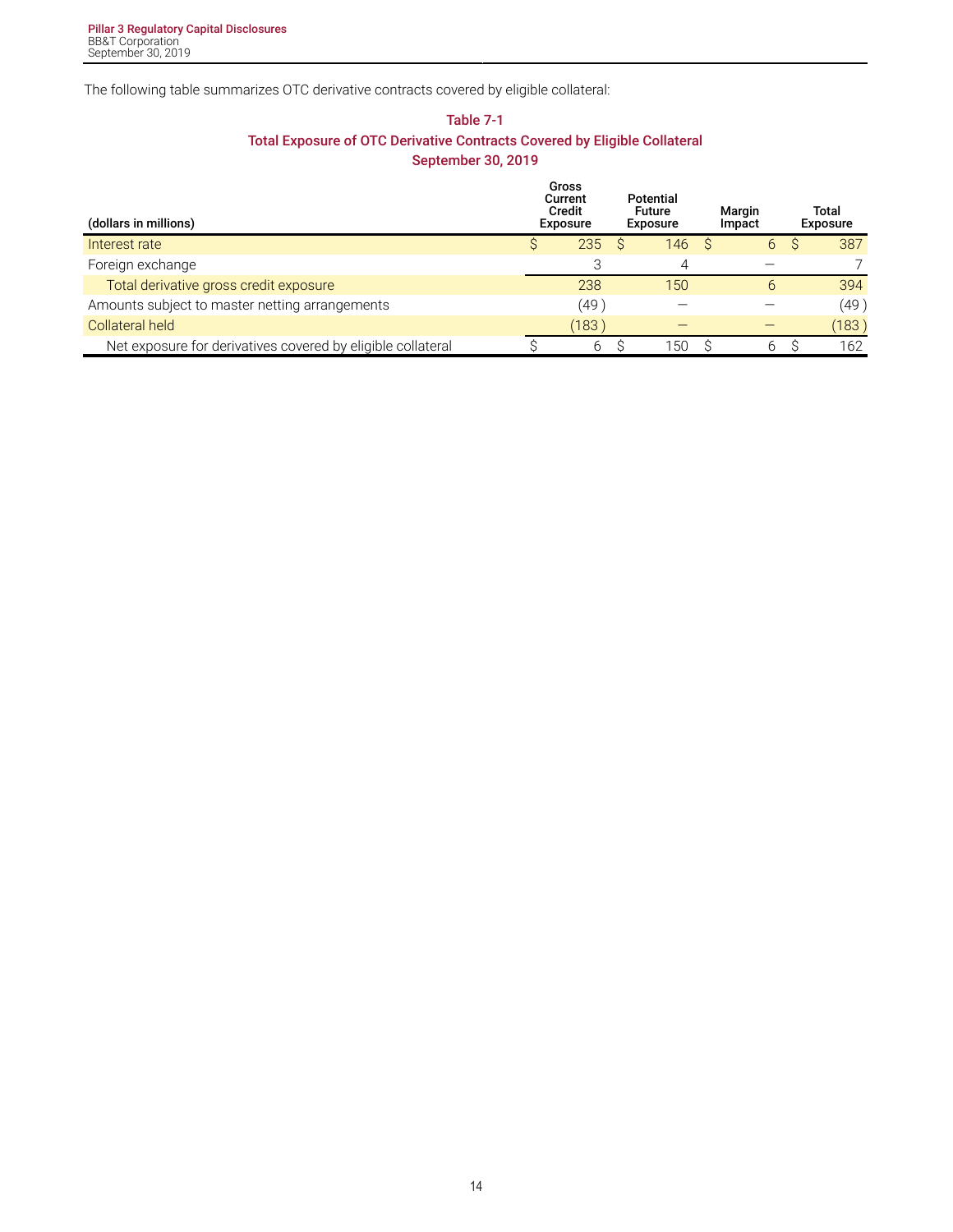The following table summarizes OTC derivative contracts covered by eligible collateral:

**Table 7-1**
**Total Exposure of OTC Derivative Contracts Covered by Eligible Collateral**
**September 30, 2019**

| (dollars in millions) | Gross Current Credit Exposure | Potential Future Exposure | Margin Impact | Total Exposure |
|---|---|---|---|---|
| Interest rate | $ 235 | $ 146 | $ 6 | $ 387 |
| Foreign exchange | 3 | 4 | — | 7 |
| Total derivative gross credit exposure | 238 | 150 | 6 | 394 |
| Amounts subject to master netting arrangements | (49) | — | — | (49) |
| Collateral held | (183) | — | — | (183) |
| Net exposure for derivatives covered by eligible collateral | $ 6 | $ 150 | $ 6 | $ 162 |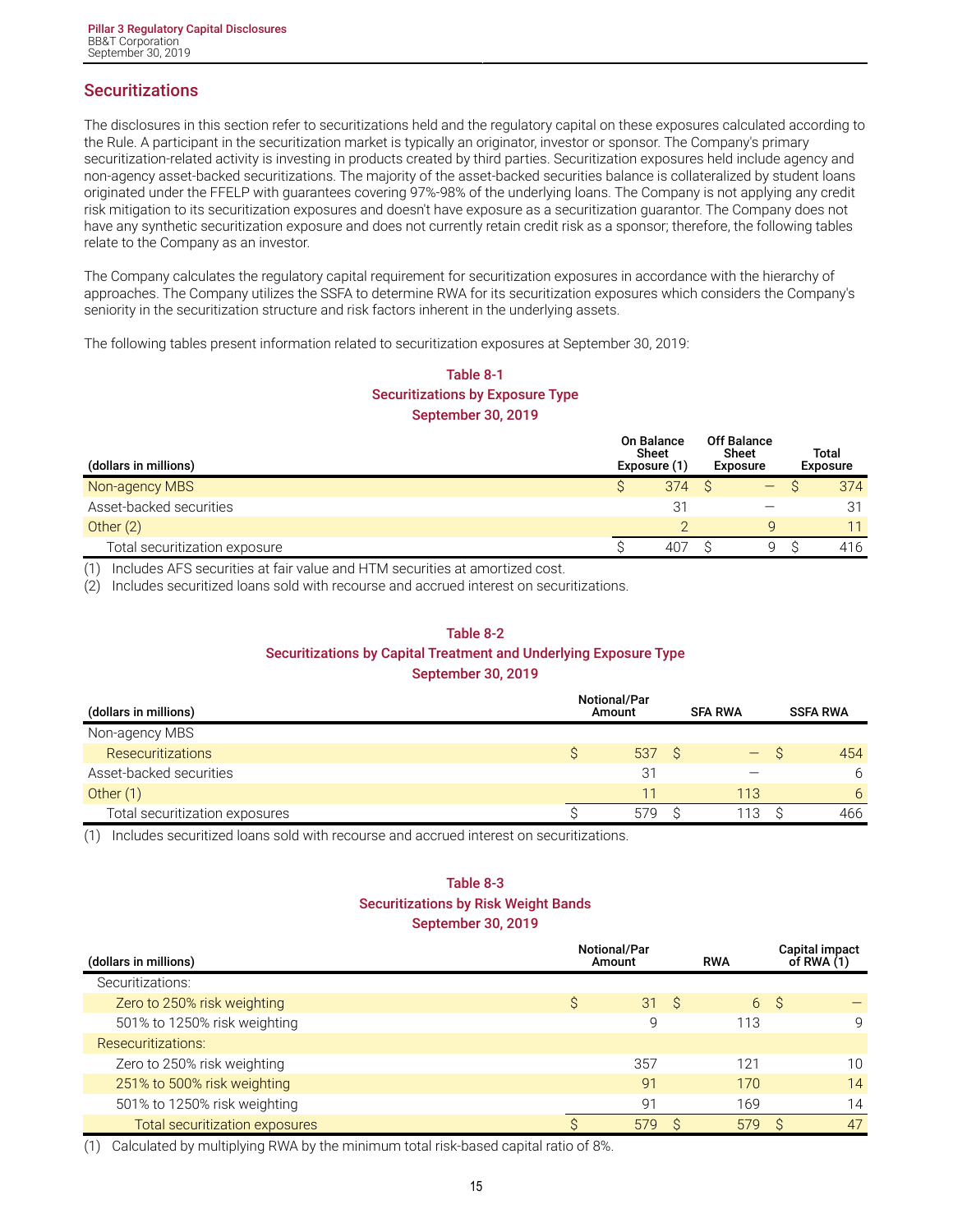## Securitizations

The disclosures in this section refer to securitizations held and the regulatory capital on these exposures calculated according to the Rule. A participant in the securitization market is typically an originator, investor or sponsor. The Company's primary securitization-related activity is investing in products created by third parties. Securitization exposures held include agency and non-agency asset-backed securitizations. The majority of the asset-backed securities balance is collateralized by student loans originated under the FFELP with guarantees covering 97%-98% of the underlying loans. The Company is not applying any credit risk mitigation to its securitization exposures and doesn't have exposure as a securitization guarantor. The Company does not have any synthetic securitization exposure and does not currently retain credit risk as a sponsor; therefore, the following tables relate to the Company as an investor.

The Company calculates the regulatory capital requirement for securitization exposures in accordance with the hierarchy of approaches. The Company utilizes the SSFA to determine RWA for its securitization exposures which considers the Company's seniority in the securitization structure and risk factors inherent in the underlying assets.

The following tables present information related to securitization exposures at September 30, 2019:

**Table 8-1**
**Securitizations by Exposure Type**
**September 30, 2019**

| (dollars in millions) | On Balance Sheet Exposure (1) | Off Balance Sheet Exposure | Total Exposure |
|---|---|---|---|
| Non-agency MBS | $ 374 | $ — | $ 374 |
| Asset-backed securities | 31 | — | 31 |
| Other (2) | 2 | 9 | 11 |
| Total securitization exposure | $ 407 | $ 9 | $ 416 |

(1) Includes AFS securities at fair value and HTM securities at amortized cost.
(2) Includes securitized loans sold with recourse and accrued interest on securitizations.

**Table 8-2**
**Securitizations by Capital Treatment and Underlying Exposure Type**
**September 30, 2019**

| (dollars in millions) | Notional/Par Amount | SFA RWA | SSFA RWA |
|---|---|---|---|
| Non-agency MBS | | | |
| Resecuritizations | $ 537 | $ — | $ 454 |
| Asset-backed securities | 31 | — | 6 |
| Other (1) | 11 | 113 | 6 |
| Total securitization exposures | $ 579 | $ 113 | $ 466 |

(1) Includes securitized loans sold with recourse and accrued interest on securitizations.

**Table 8-3**
**Securitizations by Risk Weight Bands**
**September 30, 2019**

| (dollars in millions) | Notional/Par Amount | RWA | Capital impact of RWA (1) |
|---|---|---|---|
| Securitizations: | | | |
| Zero to 250% risk weighting | $ 31 | $ 6 | $ — |
| 501% to 1250% risk weighting | 9 | 113 | 9 |
| Resecuritizations: | | | |
| Zero to 250% risk weighting | 357 | 121 | 10 |
| 251% to 500% risk weighting | 91 | 170 | 14 |
| 501% to 1250% risk weighting | 91 | 169 | 14 |
| Total securitization exposures | $ 579 | $ 579 | $ 47 |

(1) Calculated by multiplying RWA by the minimum total risk-based capital ratio of 8%.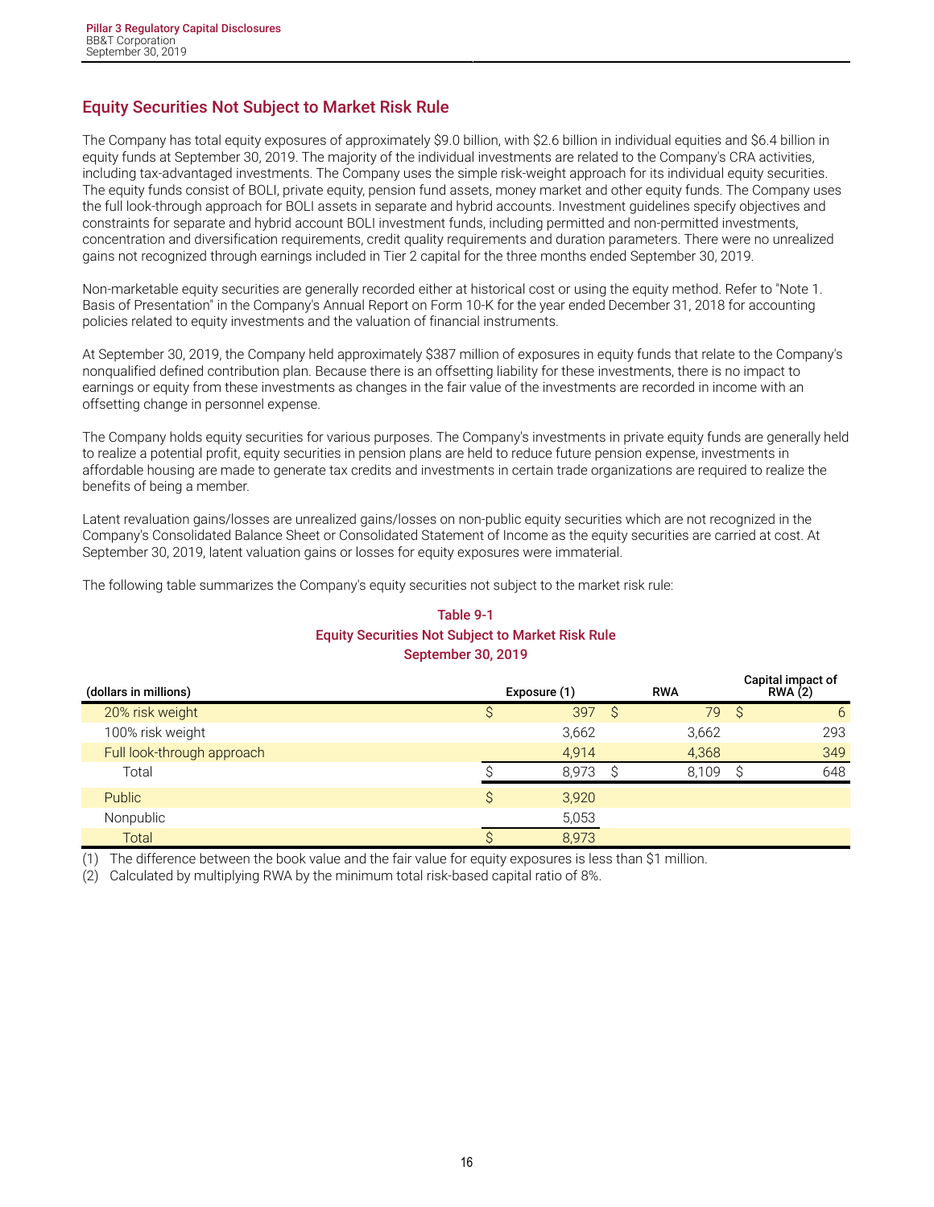## Equity Securities Not Subject to Market Risk Rule

The Company has total equity exposures of approximately $9.0 billion, with $2.6 billion in individual equities and $6.4 billion in equity funds at September 30, 2019. The majority of the individual investments are related to the Company's CRA activities, including tax-advantaged investments. The Company uses the simple risk-weight approach for its individual equity securities. The equity funds consist of BOLI, private equity, pension fund assets, money market and other equity funds. The Company uses the full look-through approach for BOLI assets in separate and hybrid accounts. Investment guidelines specify objectives and constraints for separate and hybrid account BOLI investment funds, including permitted and non-permitted investments, concentration and diversification requirements, credit quality requirements and duration parameters. There were no unrealized gains not recognized through earnings included in Tier 2 capital for the three months ended September 30, 2019.

Non-marketable equity securities are generally recorded either at historical cost or using the equity method. Refer to "Note 1. Basis of Presentation" in the Company's Annual Report on Form 10-K for the year ended December 31, 2018 for accounting policies related to equity investments and the valuation of financial instruments.

At September 30, 2019, the Company held approximately $387 million of exposures in equity funds that relate to the Company's nonqualified defined contribution plan. Because there is an offsetting liability for these investments, there is no impact to earnings or equity from these investments as changes in the fair value of the investments are recorded in income with an offsetting change in personnel expense.

The Company holds equity securities for various purposes. The Company's investments in private equity funds are generally held to realize a potential profit, equity securities in pension plans are held to reduce future pension expense, investments in affordable housing are made to generate tax credits and investments in certain trade organizations are required to realize the benefits of being a member.

Latent revaluation gains/losses are unrealized gains/losses on non-public equity securities which are not recognized in the Company's Consolidated Balance Sheet or Consolidated Statement of Income as the equity securities are carried at cost. At September 30, 2019, latent valuation gains or losses for equity exposures were immaterial.

The following table summarizes the Company's equity securities not subject to the market risk rule:

**Table 9-1**
**Equity Securities Not Subject to Market Risk Rule**
**September 30, 2019**

| (dollars in millions) | Exposure (1) | RWA | Capital impact of RWA (2) |
|---|---|---|---|
| 20% risk weight | $ 397 | $ 79 | $ 6 |
| 100% risk weight | 3,662 | 3,662 | 293 |
| Full look-through approach | 4,914 | 4,368 | 349 |
| Total | $ 8,973 | $ 8,109 | $ 648 |
| Public | $ 3,920 | | |
| Nonpublic | 5,053 | | |
| Total | $ 8,973 | | |

(1) The difference between the book value and the fair value for equity exposures is less than $1 million.
(2) Calculated by multiplying RWA by the minimum total risk-based capital ratio of 8%.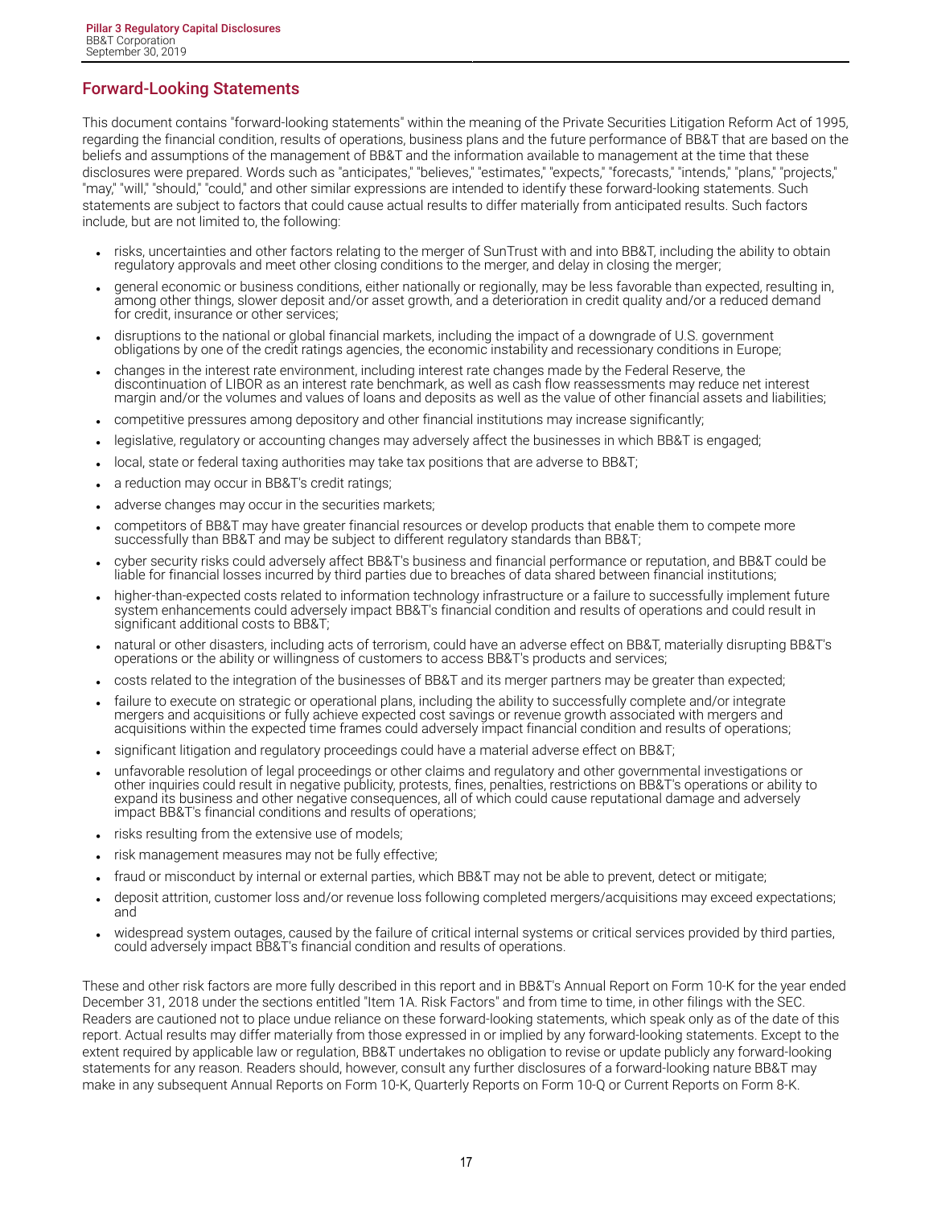## Forward-Looking Statements

This document contains "forward-looking statements" within the meaning of the Private Securities Litigation Reform Act of 1995, regarding the financial condition, results of operations, business plans and the future performance of BB&T that are based on the beliefs and assumptions of the management of BB&T and the information available to management at the time that these disclosures were prepared. Words such as "anticipates," "believes," "estimates," "expects," "forecasts," "intends," "plans," "projects," "may," "will," "should," "could," and other similar expressions are intended to identify these forward-looking statements. Such statements are subject to factors that could cause actual results to differ materially from anticipated results. Such factors include, but are not limited to, the following:

- risks, uncertainties and other factors relating to the merger of SunTrust with and into BB&T, including the ability to obtain regulatory approvals and meet other closing conditions to the merger, and delay in closing the merger;
- general economic or business conditions, either nationally or regionally, may be less favorable than expected, resulting in, among other things, slower deposit and/or asset growth, and a deterioration in credit quality and/or a reduced demand for credit, insurance or other services;
- disruptions to the national or global financial markets, including the impact of a downgrade of U.S. government obligations by one of the credit ratings agencies, the economic instability and recessionary conditions in Europe;
- changes in the interest rate environment, including interest rate changes made by the Federal Reserve, the discontinuation of LIBOR as an interest rate benchmark, as well as cash flow reassessments may reduce net interest margin and/or the volumes and values of loans and deposits as well as the value of other financial assets and liabilities;
- competitive pressures among depository and other financial institutions may increase significantly;
- legislative, regulatory or accounting changes may adversely affect the businesses in which BB&T is engaged;
- local, state or federal taxing authorities may take tax positions that are adverse to BB&T;
- a reduction may occur in BB&T's credit ratings;
- adverse changes may occur in the securities markets;
- competitors of BB&T may have greater financial resources or develop products that enable them to compete more successfully than BB&T and may be subject to different regulatory standards than BB&T;
- cyber security risks could adversely affect BB&T's business and financial performance or reputation, and BB&T could be liable for financial losses incurred by third parties due to breaches of data shared between financial institutions;
- higher-than-expected costs related to information technology infrastructure or a failure to successfully implement future system enhancements could adversely impact BB&T's financial condition and results of operations and could result in significant additional costs to BB&T;
- natural or other disasters, including acts of terrorism, could have an adverse effect on BB&T, materially disrupting BB&T's operations or the ability or willingness of customers to access BB&T's products and services;
- costs related to the integration of the businesses of BB&T and its merger partners may be greater than expected;
- failure to execute on strategic or operational plans, including the ability to successfully complete and/or integrate mergers and acquisitions or fully achieve expected cost savings or revenue growth associated with mergers and acquisitions within the expected time frames could adversely impact financial condition and results of operations;
- significant litigation and regulatory proceedings could have a material adverse effect on BB&T;
- unfavorable resolution of legal proceedings or other claims and regulatory and other governmental investigations or other inquiries could result in negative publicity, protests, fines, penalties, restrictions on BB&T's operations or ability to expand its business and other negative consequences, all of which could cause reputational damage and adversely impact BB&T's financial conditions and results of operations;
- risks resulting from the extensive use of models;
- risk management measures may not be fully effective;
- fraud or misconduct by internal or external parties, which BB&T may not be able to prevent, detect or mitigate;
- deposit attrition, customer loss and/or revenue loss following completed mergers/acquisitions may exceed expectations; and
- widespread system outages, caused by the failure of critical internal systems or critical services provided by third parties, could adversely impact BB&T's financial condition and results of operations.

These and other risk factors are more fully described in this report and in BB&T's Annual Report on Form 10-K for the year ended December 31, 2018 under the sections entitled "Item 1A. Risk Factors" and from time to time, in other filings with the SEC. Readers are cautioned not to place undue reliance on these forward-looking statements, which speak only as of the date of this report. Actual results may differ materially from those expressed in or implied by any forward-looking statements. Except to the extent required by applicable law or regulation, BB&T undertakes no obligation to revise or update publicly any forward-looking statements for any reason. Readers should, however, consult any further disclosures of a forward-looking nature BB&T may make in any subsequent Annual Reports on Form 10-K, Quarterly Reports on Form 10-Q or Current Reports on Form 8-K.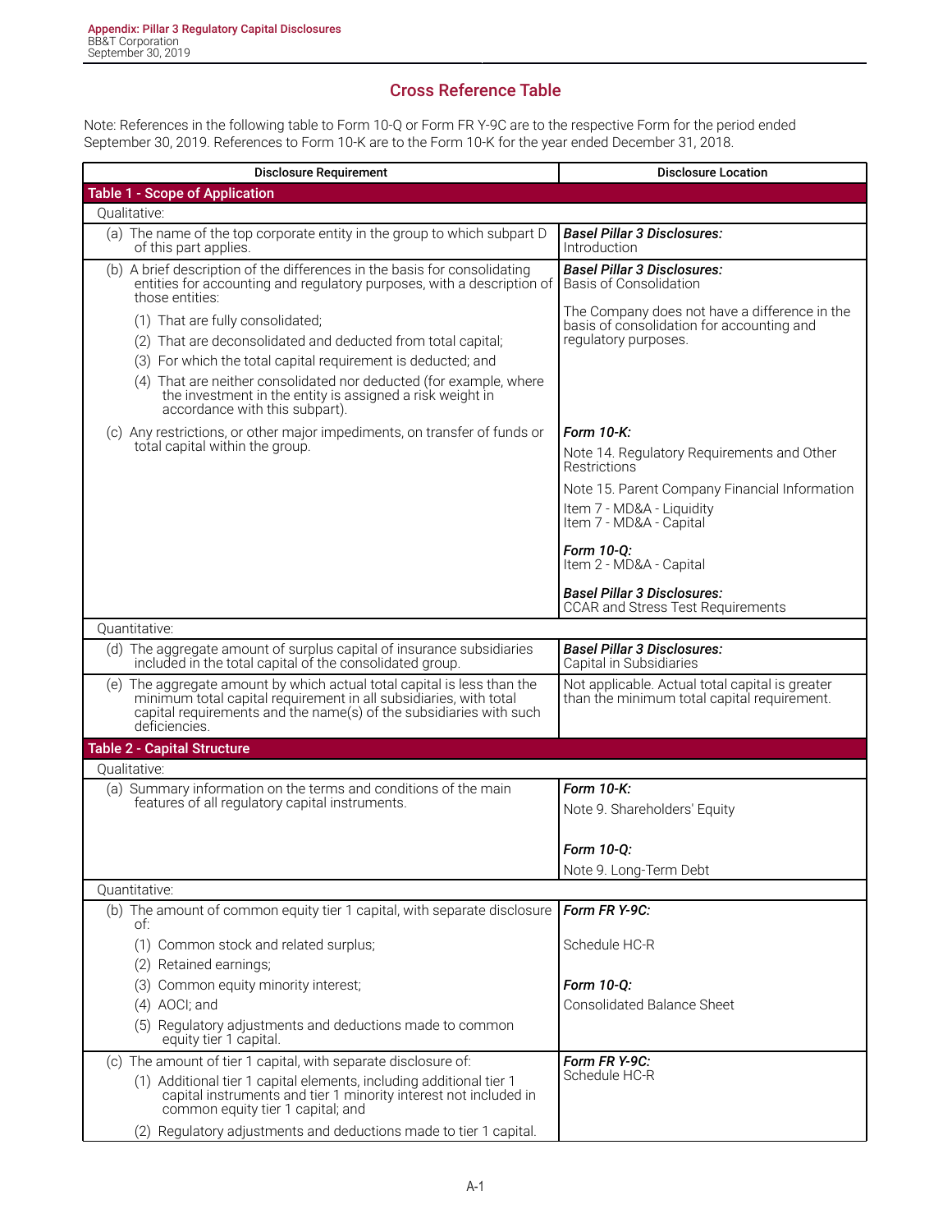## Cross Reference Table

Note: References in the following table to Form 10-Q or Form FR Y-9C are to the respective Form for the period ended September 30, 2019. References to Form 10-K are to the Form 10-K for the year ended December 31, 2018.

| Disclosure Requirement | Disclosure Location |
|---|---|
| **Table 1 - Scope of Application** | |
| Qualitative: | |
| (a) The name of the top corporate entity in the group to which subpart D of this part applies. | ***Basel Pillar 3 Disclosures:*** Introduction |
| (b) A brief description of the differences in the basis for consolidating entities for accounting and regulatory purposes, with a description of those entities: (1) That are fully consolidated; (2) That are deconsolidated and deducted from total capital; (3) For which the total capital requirement is deducted; and (4) That are neither consolidated nor deducted (for example, where the investment in the entity is assigned a risk weight in accordance with this subpart). | ***Basel Pillar 3 Disclosures:*** Basis of Consolidation<br><br>The Company does not have a difference in the basis of consolidation for accounting and regulatory purposes. |
| (c) Any restrictions, or other major impediments, on transfer of funds or total capital within the group. | ***Form 10-K:***<br>Note 14. Regulatory Requirements and Other Restrictions<br>Note 15. Parent Company Financial Information<br>Item 7 - MD&A - Liquidity<br>Item 7 - MD&A - Capital<br><br>***Form 10-Q:***<br>Item 2 - MD&A - Capital<br><br>***Basel Pillar 3 Disclosures:***<br>CCAR and Stress Test Requirements |
| Quantitative: | |
| (d) The aggregate amount of surplus capital of insurance subsidiaries included in the total capital of the consolidated group. | ***Basel Pillar 3 Disclosures:*** Capital in Subsidiaries |
| (e) The aggregate amount by which actual total capital is less than the minimum total capital requirement in all subsidiaries, with total capital requirements and the name(s) of the subsidiaries with such deficiencies. | Not applicable. Actual total capital is greater than the minimum total capital requirement. |
| **Table 2 - Capital Structure** | |
| Qualitative: | |
| (a) Summary information on the terms and conditions of the main features of all regulatory capital instruments. | ***Form 10-K:***<br>Note 9. Shareholders' Equity<br><br>***Form 10-Q:***<br>Note 9. Long-Term Debt |
| Quantitative: | |
| (b) The amount of common equity tier 1 capital, with separate disclosure of: (1) Common stock and related surplus; (2) Retained earnings; (3) Common equity minority interest; (4) AOCI; and (5) Regulatory adjustments and deductions made to common equity tier 1 capital. | ***Form FR Y-9C:***<br>Schedule HC-R<br><br>***Form 10-Q:***<br>Consolidated Balance Sheet |
| (c) The amount of tier 1 capital, with separate disclosure of: (1) Additional tier 1 capital elements, including additional tier 1 capital instruments and tier 1 minority interest not included in common equity tier 1 capital; and (2) Regulatory adjustments and deductions made to tier 1 capital. | ***Form FR Y-9C:***<br>Schedule HC-R |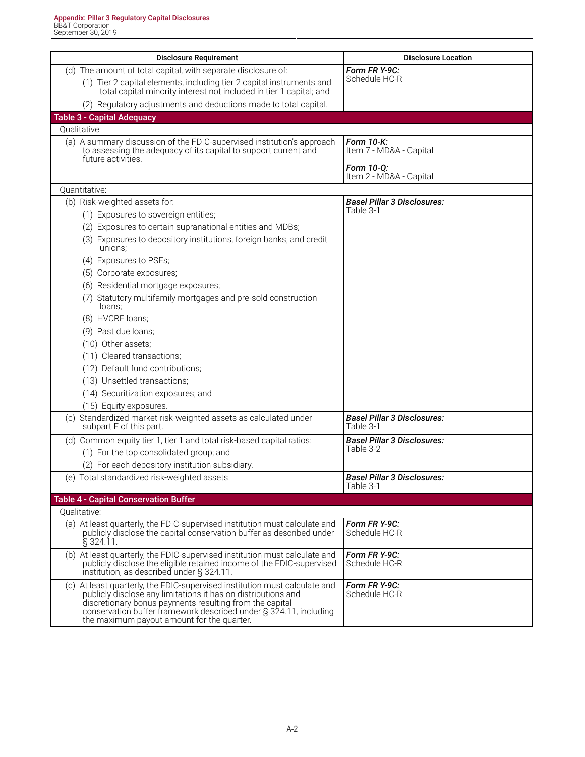| Disclosure Requirement | Disclosure Location |
|---|---|
| (d) The amount of total capital, with separate disclosure of:<br>(1) Tier 2 capital elements, including tier 2 capital instruments and total capital minority interest not included in tier 1 capital; and<br>(2) Regulatory adjustments and deductions made to total capital. | ***Form FR Y-9C:***<br>Schedule HC-R |
| **Table 3 - Capital Adequacy** | |
| Qualitative: | |
| (a) A summary discussion of the FDIC-supervised institution's approach to assessing the adequacy of its capital to support current and future activities. | ***Form 10-K:***<br>Item 7 - MD&A - Capital<br>***Form 10-Q:***<br>Item 2 - MD&A - Capital |
| Quantitative: | |
| (b) Risk-weighted assets for:<br>(1) Exposures to sovereign entities;<br>(2) Exposures to certain supranational entities and MDBs;<br>(3) Exposures to depository institutions, foreign banks, and credit unions;<br>(4) Exposures to PSEs;<br>(5) Corporate exposures;<br>(6) Residential mortgage exposures;<br>(7) Statutory multifamily mortgages and pre-sold construction loans;<br>(8) HVCRE loans;<br>(9) Past due loans;<br>(10) Other assets;<br>(11) Cleared transactions;<br>(12) Default fund contributions;<br>(13) Unsettled transactions;<br>(14) Securitization exposures; and<br>(15) Equity exposures. | ***Basel Pillar 3 Disclosures:***<br>Table 3-1 |
| (c) Standardized market risk-weighted assets as calculated under subpart F of this part. | ***Basel Pillar 3 Disclosures:***<br>Table 3-1 |
| (d) Common equity tier 1, tier 1 and total risk-based capital ratios:<br>(1) For the top consolidated group; and<br>(2) For each depository institution subsidiary. | ***Basel Pillar 3 Disclosures:***<br>Table 3-2 |
| (e) Total standardized risk-weighted assets. | ***Basel Pillar 3 Disclosures:***<br>Table 3-1 |
| **Table 4 - Capital Conservation Buffer** | |
| Qualitative: | |
| (a) At least quarterly, the FDIC-supervised institution must calculate and publicly disclose the capital conservation buffer as described under § 324.11. | ***Form FR Y-9C:***<br>Schedule HC-R |
| (b) At least quarterly, the FDIC-supervised institution must calculate and publicly disclose the eligible retained income of the FDIC-supervised institution, as described under § 324.11. | ***Form FR Y-9C:***<br>Schedule HC-R |
| (c) At least quarterly, the FDIC-supervised institution must calculate and publicly disclose any limitations it has on distributions and discretionary bonus payments resulting from the capital conservation buffer framework described under § 324.11, including the maximum payout amount for the quarter. | ***Form FR Y-9C:***<br>Schedule HC-R |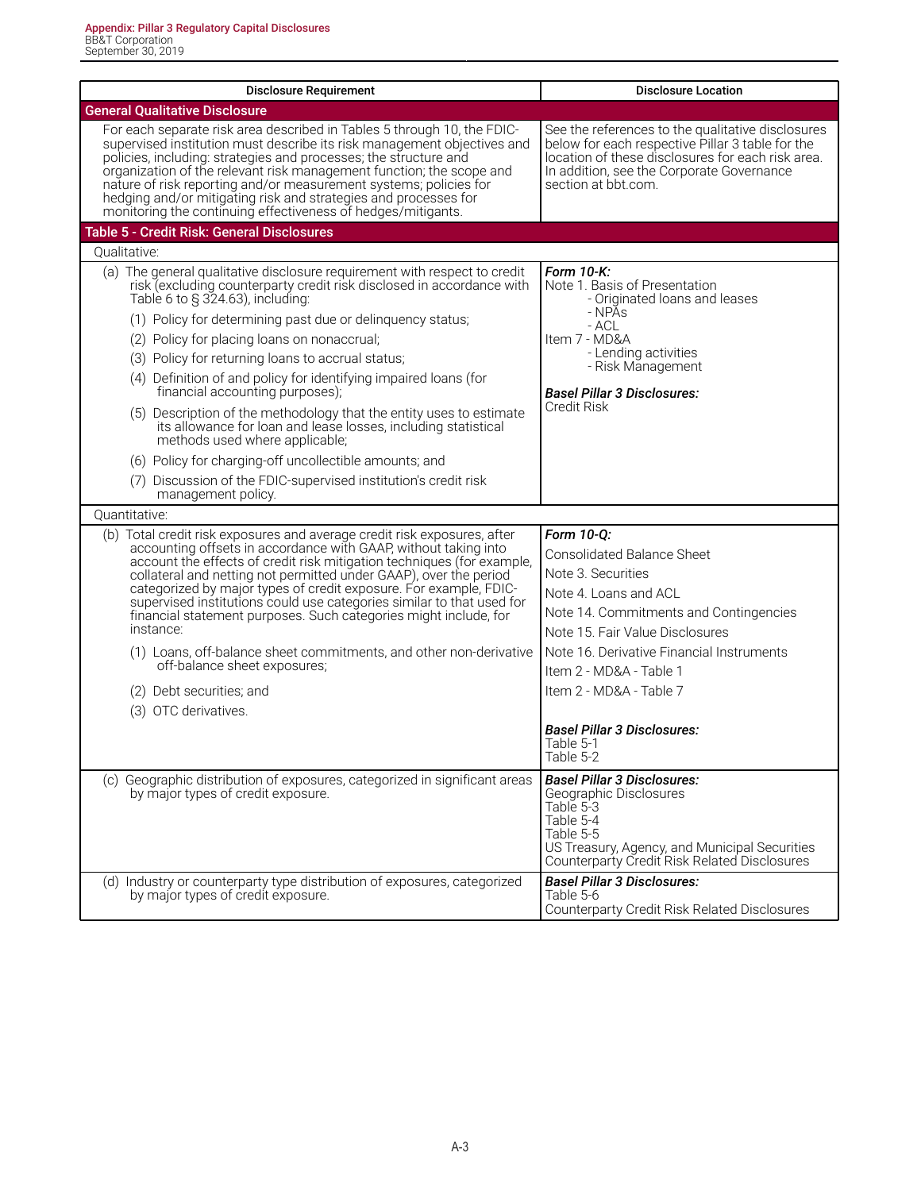| Disclosure Requirement | Disclosure Location |
|---|---|
| **General Qualitative Disclosure** | |
| For each separate risk area described in Tables 5 through 10, the FDIC-supervised institution must describe its risk management objectives and policies, including: strategies and processes; the structure and organization of the relevant risk management function; the scope and nature of risk reporting and/or measurement systems; policies for hedging and/or mitigating risk and strategies and processes for monitoring the continuing effectiveness of hedges/mitigants. | See the references to the qualitative disclosures below for each respective Pillar 3 table for the location of these disclosures for each risk area. In addition, see the Corporate Governance section at bbt.com. |
| **Table 5 - Credit Risk: General Disclosures** | |
| Qualitative: | |
| (a) The general qualitative disclosure requirement with respect to credit risk (excluding counterparty credit risk disclosed in accordance with Table 6 to § 324.63), including:<br>(1) Policy for determining past due or delinquency status;<br>(2) Policy for placing loans on nonaccrual;<br>(3) Policy for returning loans to accrual status;<br>(4) Definition of and policy for identifying impaired loans (for financial accounting purposes);<br>(5) Description of the methodology that the entity uses to estimate its allowance for loan and lease losses, including statistical methods used where applicable;<br>(6) Policy for charging-off uncollectible amounts; and<br>(7) Discussion of the FDIC-supervised institution's credit risk management policy. | ***Form 10-K:***<br>Note 1. Basis of Presentation<br>- Originated loans and leases<br>- NPAs<br>- ACL<br>Item 7 - MD&A<br>- Lending activities<br>- Risk Management<br><br>***Basel Pillar 3 Disclosures:***<br>Credit Risk |
| Quantitative: | |
| (b) Total credit risk exposures and average credit risk exposures, after accounting offsets in accordance with GAAP, without taking into account the effects of credit risk mitigation techniques (for example, collateral and netting not permitted under GAAP), over the period categorized by major types of credit exposure. For example, FDIC-supervised institutions could use categories similar to that used for financial statement purposes. Such categories might include, for instance:<br>(1) Loans, off-balance sheet commitments, and other non-derivative off-balance sheet exposures;<br>(2) Debt securities; and<br>(3) OTC derivatives. | ***Form 10-Q:***<br>Consolidated Balance Sheet<br>Note 3. Securities<br>Note 4. Loans and ACL<br>Note 14. Commitments and Contingencies<br>Note 15. Fair Value Disclosures<br>Note 16. Derivative Financial Instruments<br>Item 2 - MD&A - Table 1<br>Item 2 - MD&A - Table 7<br><br>***Basel Pillar 3 Disclosures:***<br>Table 5-1<br>Table 5-2 |
| (c) Geographic distribution of exposures, categorized in significant areas by major types of credit exposure. | ***Basel Pillar 3 Disclosures:***<br>Geographic Disclosures<br>Table 5-3<br>Table 5-4<br>Table 5-5<br>US Treasury, Agency, and Municipal Securities<br>Counterparty Credit Risk Related Disclosures |
| (d) Industry or counterparty type distribution of exposures, categorized by major types of credit exposure. | ***Basel Pillar 3 Disclosures:***<br>Table 5-6<br>Counterparty Credit Risk Related Disclosures |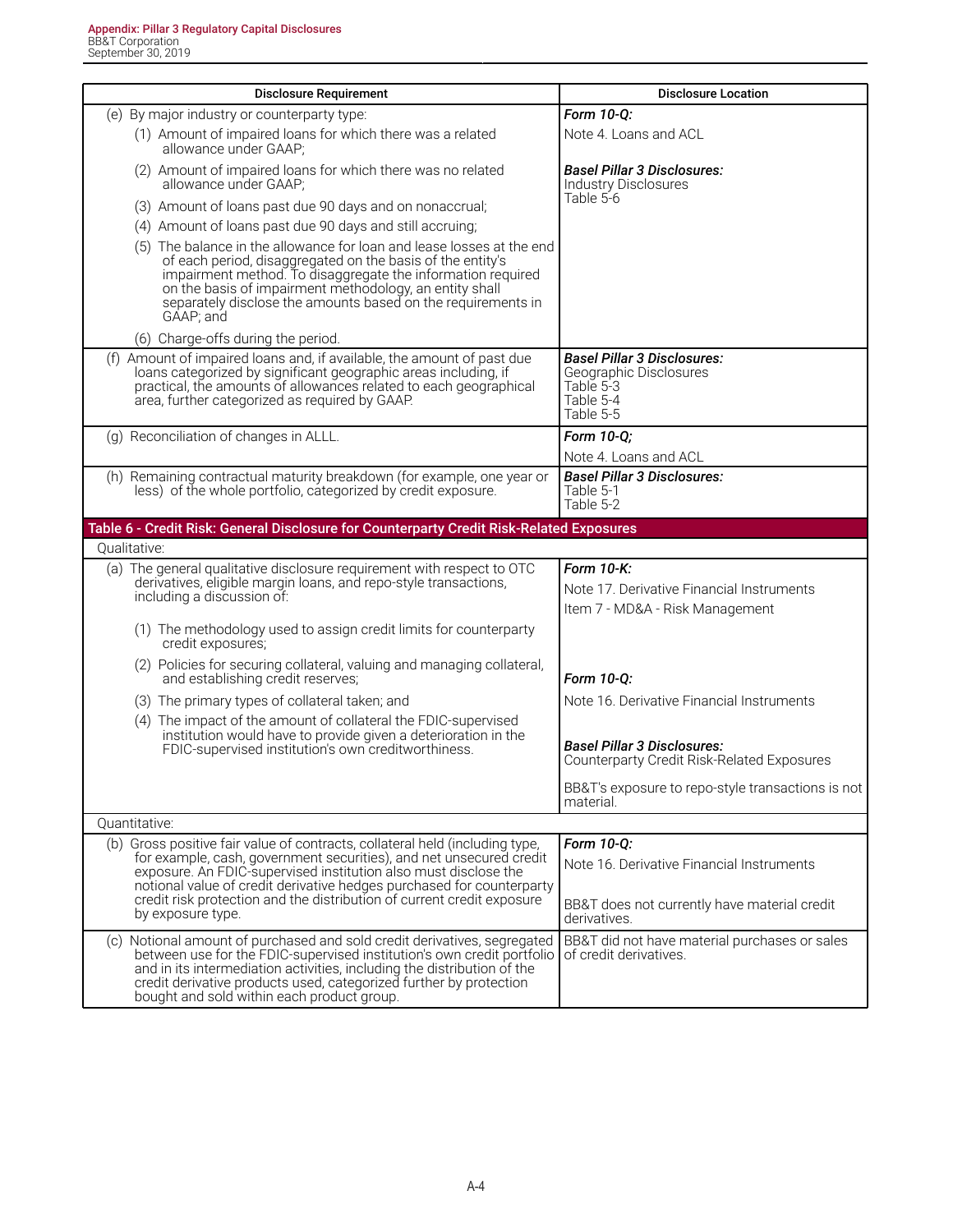| Disclosure Requirement | Disclosure Location |
|---|---|
| (e) By major industry or counterparty type:<br>(1) Amount of impaired loans for which there was a related allowance under GAAP;<br>(2) Amount of impaired loans for which there was no related allowance under GAAP;<br>(3) Amount of loans past due 90 days and on nonaccrual;<br>(4) Amount of loans past due 90 days and still accruing;<br>(5) The balance in the allowance for loan and lease losses at the end of each period, disaggregated on the basis of the entity's impairment method. To disaggregate the information required on the basis of impairment methodology, an entity shall separately disclose the amounts based on the requirements in GAAP; and<br>(6) Charge-offs during the period. | ***Form 10-Q:***<br>Note 4. Loans and ACL<br><br>***Basel Pillar 3 Disclosures:***<br>Industry Disclosures<br>Table 5-6 |
| (f) Amount of impaired loans and, if available, the amount of past due loans categorized by significant geographic areas including, if practical, the amounts of allowances related to each geographical area, further categorized as required by GAAP. | ***Basel Pillar 3 Disclosures:***<br>Geographic Disclosures<br>Table 5-3<br>Table 5-4<br>Table 5-5 |
| (g) Reconciliation of changes in ALLL. | ***Form 10-Q;***<br>Note 4. Loans and ACL |
| (h) Remaining contractual maturity breakdown (for example, one year or less) of the whole portfolio, categorized by credit exposure. | ***Basel Pillar 3 Disclosures:***<br>Table 5-1<br>Table 5-2 |
| **Table 6 - Credit Risk: General Disclosure for Counterparty Credit Risk-Related Exposures** | |
| Qualitative: | |
| (a) The general qualitative disclosure requirement with respect to OTC derivatives, eligible margin loans, and repo-style transactions, including a discussion of:<br>(1) The methodology used to assign credit limits for counterparty credit exposures;<br>(2) Policies for securing collateral, valuing and managing collateral, and establishing credit reserves;<br>(3) The primary types of collateral taken; and<br>(4) The impact of the amount of collateral the FDIC-supervised institution would have to provide given a deterioration in the FDIC-supervised institution's own creditworthiness. | ***Form 10-K:***<br>Note 17. Derivative Financial Instruments<br>Item 7 - MD&A - Risk Management<br><br>***Form 10-Q:***<br>Note 16. Derivative Financial Instruments<br><br>***Basel Pillar 3 Disclosures:***<br>Counterparty Credit Risk-Related Exposures<br><br>BB&T's exposure to repo-style transactions is not material. |
| Quantitative: | |
| (b) Gross positive fair value of contracts, collateral held (including type, for example, cash, government securities), and net unsecured credit exposure. An FDIC-supervised institution also must disclose the notional value of credit derivative hedges purchased for counterparty credit risk protection and the distribution of current credit exposure by exposure type. | ***Form 10-Q:***<br>Note 16. Derivative Financial Instruments<br><br>BB&T does not currently have material credit derivatives. |
| (c) Notional amount of purchased and sold credit derivatives, segregated between use for the FDIC-supervised institution's own credit portfolio and in its intermediation activities, including the distribution of the credit derivative products used, categorized further by protection bought and sold within each product group. | BB&T did not have material purchases or sales of credit derivatives. |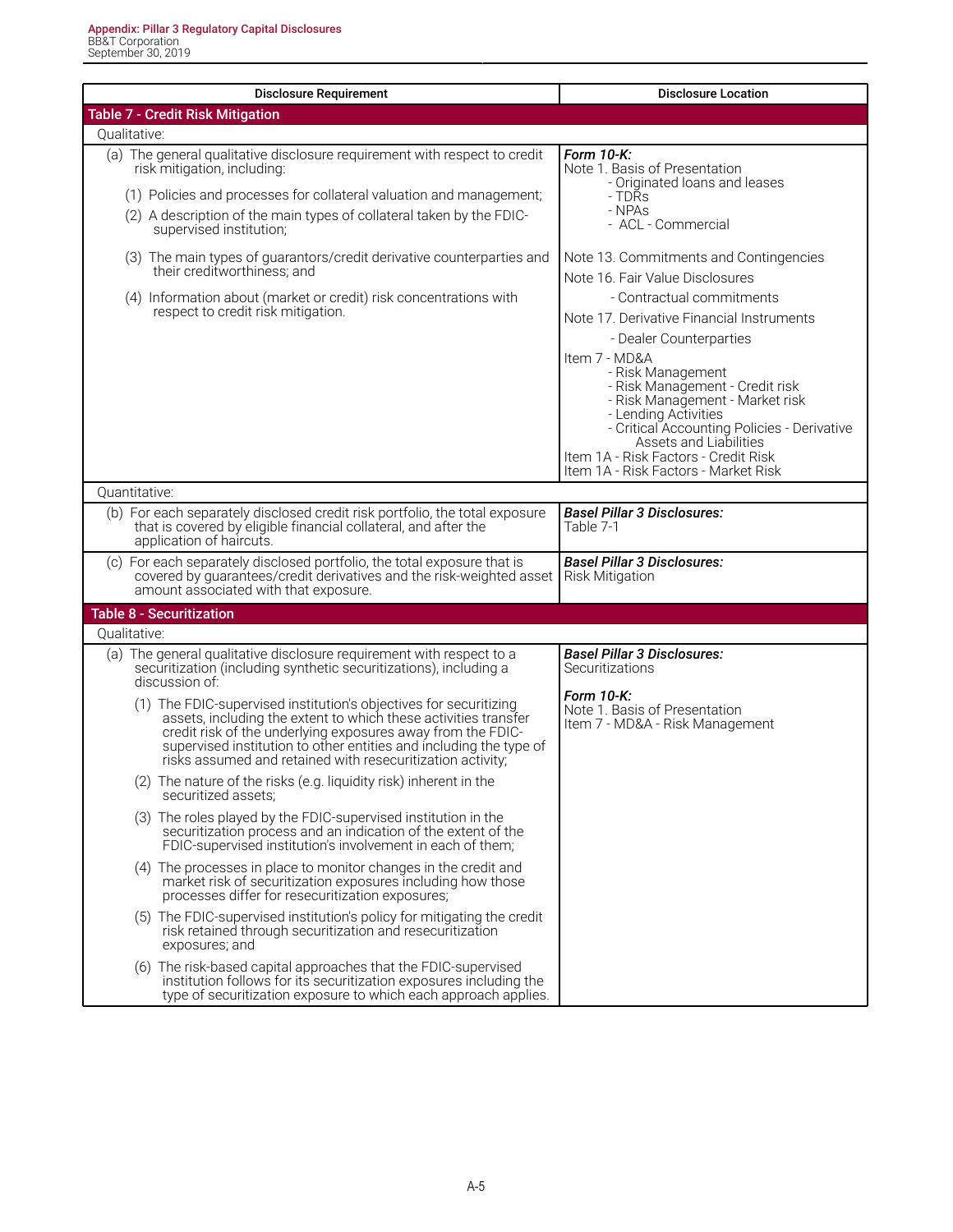| Disclosure Requirement | Disclosure Location |
|---|---|
| **Table 7 - Credit Risk Mitigation** | |
| Qualitative: | |
| (a) The general qualitative disclosure requirement with respect to credit risk mitigation, including:<br>(1) Policies and processes for collateral valuation and management;<br>(2) A description of the main types of collateral taken by the FDIC-supervised institution;<br>(3) The main types of guarantors/credit derivative counterparties and their creditworthiness; and<br>(4) Information about (market or credit) risk concentrations with respect to credit risk mitigation. | ***Form 10-K:***<br>Note 1. Basis of Presentation<br>- Originated loans and leases<br>- TDRs<br>- NPAs<br>- ACL - Commercial<br>Note 13. Commitments and Contingencies<br>Note 16. Fair Value Disclosures<br>- Contractual commitments<br>Note 17. Derivative Financial Instruments<br>- Dealer Counterparties<br>Item 7 - MD&A<br>- Risk Management<br>- Risk Management - Credit risk<br>- Risk Management - Market risk<br>- Lending Activities<br>- Critical Accounting Policies - Derivative Assets and Liabilities<br>Item 1A - Risk Factors - Credit Risk<br>Item 1A - Risk Factors - Market Risk |
| Quantitative: | |
| (b) For each separately disclosed credit risk portfolio, the total exposure that is covered by eligible financial collateral, and after the application of haircuts. | ***Basel Pillar 3 Disclosures:***<br>Table 7-1 |
| (c) For each separately disclosed portfolio, the total exposure that is covered by guarantees/credit derivatives and the risk-weighted asset amount associated with that exposure. | ***Basel Pillar 3 Disclosures:***<br>Risk Mitigation |
| **Table 8 - Securitization** | |
| Qualitative: | |
| (a) The general qualitative disclosure requirement with respect to a securitization (including synthetic securitizations), including a discussion of:<br>(1) The FDIC-supervised institution's objectives for securitizing assets, including the extent to which these activities transfer credit risk of the underlying exposures away from the FDIC-supervised institution to other entities and including the type of risks assumed and retained with resecuritization activity;<br>(2) The nature of the risks (e.g. liquidity risk) inherent in the securitized assets;<br>(3) The roles played by the FDIC-supervised institution in the securitization process and an indication of the extent of the FDIC-supervised institution's involvement in each of them;<br>(4) The processes in place to monitor changes in the credit and market risk of securitization exposures including how those processes differ for resecuritization exposures;<br>(5) The FDIC-supervised institution's policy for mitigating the credit risk retained through securitization and resecuritization exposures; and<br>(6) The risk-based capital approaches that the FDIC-supervised institution follows for its securitization exposures including the type of securitization exposure to which each approach applies. | ***Basel Pillar 3 Disclosures:***<br>Securitizations<br><br>***Form 10-K:***<br>Note 1. Basis of Presentation<br>Item 7 - MD&A - Risk Management |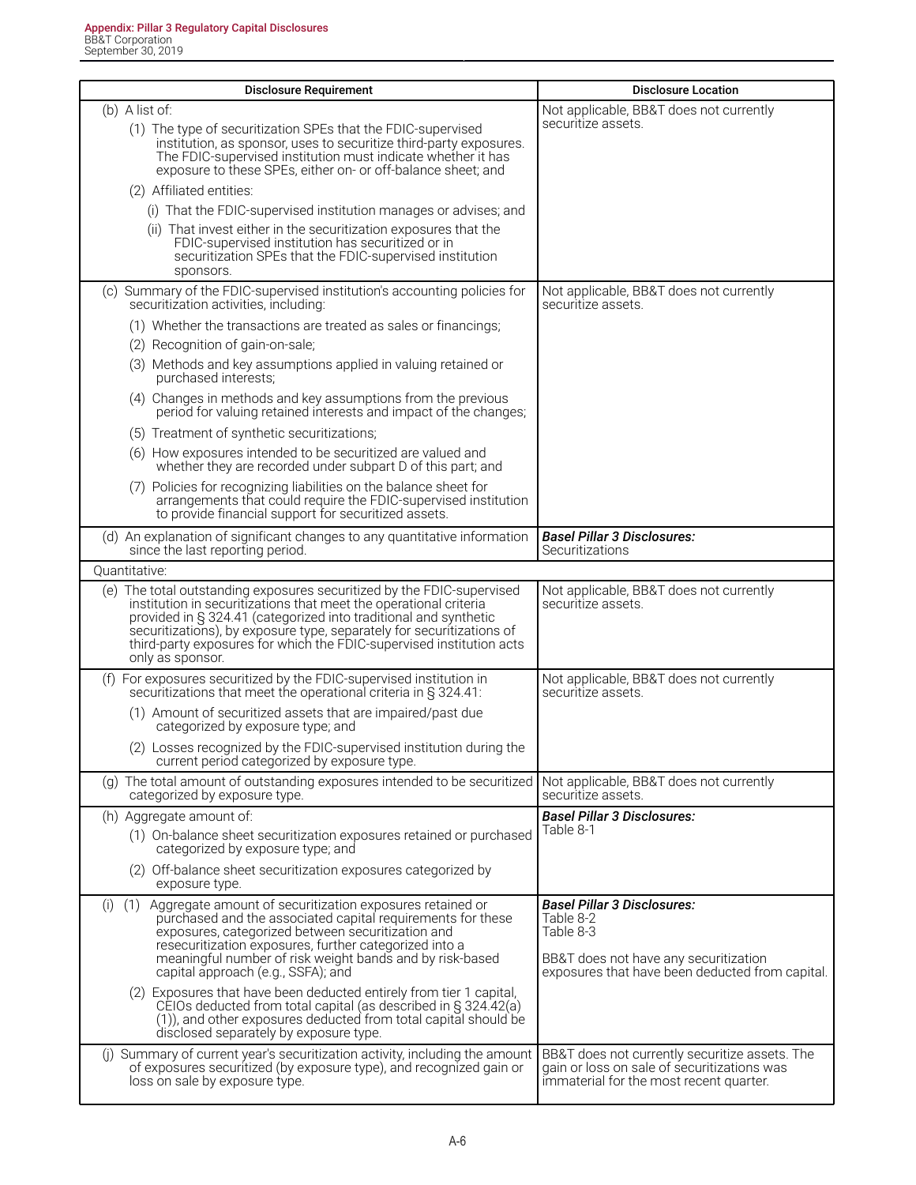| Disclosure Requirement | Disclosure Location |
|---|---|
| (b) A list of:<br>(1) The type of securitization SPEs that the FDIC-supervised institution, as sponsor, uses to securitize third-party exposures. The FDIC-supervised institution must indicate whether it has exposure to these SPEs, either on- or off-balance sheet; and<br>(2) Affiliated entities:<br>(i) That the FDIC-supervised institution manages or advises; and<br>(ii) That invest either in the securitization exposures that the FDIC-supervised institution has securitized or in securitization SPEs that the FDIC-supervised institution sponsors. | Not applicable, BB&T does not currently securitize assets. |
| (c) Summary of the FDIC-supervised institution's accounting policies for securitization activities, including:<br>(1) Whether the transactions are treated as sales or financings;<br>(2) Recognition of gain-on-sale;<br>(3) Methods and key assumptions applied in valuing retained or purchased interests;<br>(4) Changes in methods and key assumptions from the previous period for valuing retained interests and impact of the changes;<br>(5) Treatment of synthetic securitizations;<br>(6) How exposures intended to be securitized are valued and whether they are recorded under subpart D of this part; and<br>(7) Policies for recognizing liabilities on the balance sheet for arrangements that could require the FDIC-supervised institution to provide financial support for securitized assets. | Not applicable, BB&T does not currently securitize assets. |
| (d) An explanation of significant changes to any quantitative information since the last reporting period. | ***Basel Pillar 3 Disclosures:***<br>Securitizations |
| Quantitative: | |
| (e) The total outstanding exposures securitized by the FDIC-supervised institution in securitizations that meet the operational criteria provided in § 324.41 (categorized into traditional and synthetic securitizations), by exposure type, separately for securitizations of third-party exposures for which the FDIC-supervised institution acts only as sponsor. | Not applicable, BB&T does not currently securitize assets. |
| (f) For exposures securitized by the FDIC-supervised institution in securitizations that meet the operational criteria in § 324.41:<br>(1) Amount of securitized assets that are impaired/past due categorized by exposure type; and<br>(2) Losses recognized by the FDIC-supervised institution during the current period categorized by exposure type. | Not applicable, BB&T does not currently securitize assets. |
| (g) The total amount of outstanding exposures intended to be securitized categorized by exposure type. | Not applicable, BB&T does not currently securitize assets. |
| (h) Aggregate amount of:<br>(1) On-balance sheet securitization exposures retained or purchased categorized by exposure type; and<br>(2) Off-balance sheet securitization exposures categorized by exposure type. | ***Basel Pillar 3 Disclosures:***<br>Table 8-1 |
| (i) (1) Aggregate amount of securitization exposures retained or purchased and the associated capital requirements for these exposures, categorized between securitization and resecuritization exposures, further categorized into a meaningful number of risk weight bands and by risk-based capital approach (e.g., SSFA); and<br>(2) Exposures that have been deducted entirely from tier 1 capital, CEIOs deducted from total capital (as described in § 324.42(a)(1)), and other exposures deducted from total capital should be disclosed separately by exposure type. | ***Basel Pillar 3 Disclosures:***<br>Table 8-2<br>Table 8-3<br><br>BB&T does not have any securitization exposures that have been deducted from capital. |
| (j) Summary of current year's securitization activity, including the amount of exposures securitized (by exposure type), and recognized gain or loss on sale by exposure type. | BB&T does not currently securitize assets. The gain or loss on sale of securitizations was immaterial for the most recent quarter. |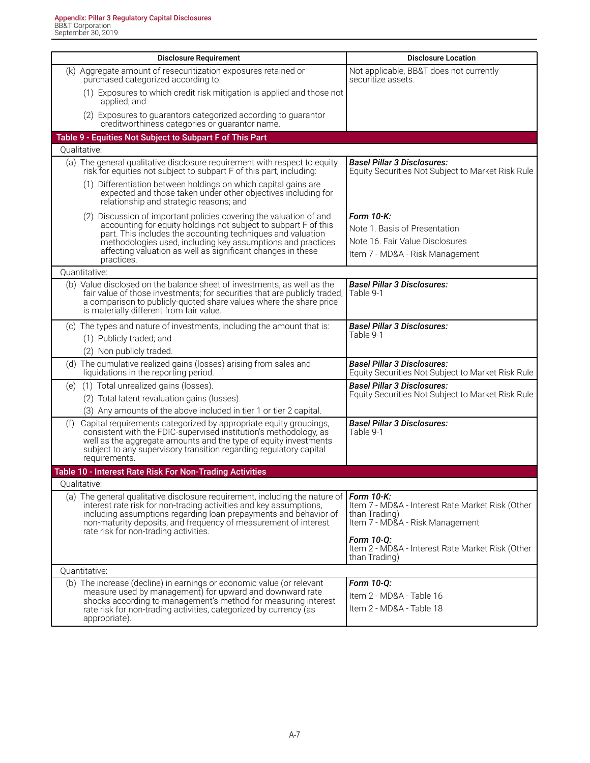| Disclosure Requirement | Disclosure Location |
|---|---|
| (k) Aggregate amount of resecuritization exposures retained or purchased categorized according to: | Not applicable, BB&T does not currently securitize assets. |
| (1) Exposures to which credit risk mitigation is applied and those not applied; and | |
| (2) Exposures to guarantors categorized according to guarantor creditworthiness categories or guarantor name. | |
| **Table 9 - Equities Not Subject to Subpart F of This Part** | |
| Qualitative: | |
| (a) The general qualitative disclosure requirement with respect to equity risk for equities not subject to subpart F of this part, including: | ***Basel Pillar 3 Disclosures:*** Equity Securities Not Subject to Market Risk Rule |
| (1) Differentiation between holdings on which capital gains are expected and those taken under other objectives including for relationship and strategic reasons; and | |
| (2) Discussion of important policies covering the valuation of and accounting for equity holdings not subject to subpart F of this part. This includes the accounting techniques and valuation methodologies used, including key assumptions and practices affecting valuation as well as significant changes in these practices. | ***Form 10-K:*** Note 1. Basis of Presentation; Note 16. Fair Value Disclosures; Item 7 - MD&A - Risk Management |
| Quantitative: | |
| (b) Value disclosed on the balance sheet of investments, as well as the fair value of those investments; for securities that are publicly traded, a comparison to publicly-quoted share values where the share price is materially different from fair value. | ***Basel Pillar 3 Disclosures:*** Table 9-1 |
| (c) The types and nature of investments, including the amount that is: (1) Publicly traded; and (2) Non publicly traded. | ***Basel Pillar 3 Disclosures:*** Table 9-1 |
| (d) The cumulative realized gains (losses) arising from sales and liquidations in the reporting period. | ***Basel Pillar 3 Disclosures:*** Equity Securities Not Subject to Market Risk Rule |
| (e) (1) Total unrealized gains (losses). (2) Total latent revaluation gains (losses). (3) Any amounts of the above included in tier 1 or tier 2 capital. | ***Basel Pillar 3 Disclosures:*** Equity Securities Not Subject to Market Risk Rule |
| (f) Capital requirements categorized by appropriate equity groupings, consistent with the FDIC-supervised institution's methodology, as well as the aggregate amounts and the type of equity investments subject to any supervisory transition regarding regulatory capital requirements. | ***Basel Pillar 3 Disclosures:*** Table 9-1 |
| **Table 10 - Interest Rate Risk For Non-Trading Activities** | |
| Qualitative: | |
| (a) The general qualitative disclosure requirement, including the nature of interest rate risk for non-trading activities and key assumptions, including assumptions regarding loan prepayments and behavior of non-maturity deposits, and frequency of measurement of interest rate risk for non-trading activities. | ***Form 10-K:*** Item 7 - MD&A - Interest Rate Market Risk (Other than Trading); Item 7 - MD&A - Risk Management<br>***Form 10-Q:*** Item 2 - MD&A - Interest Rate Market Risk (Other than Trading) |
| Quantitative: | |
| (b) The increase (decline) in earnings or economic value (or relevant measure used by management) for upward and downward rate shocks according to management's method for measuring interest rate risk for non-trading activities, categorized by currency (as appropriate). | ***Form 10-Q:*** Item 2 - MD&A - Table 16; Item 2 - MD&A - Table 18 |